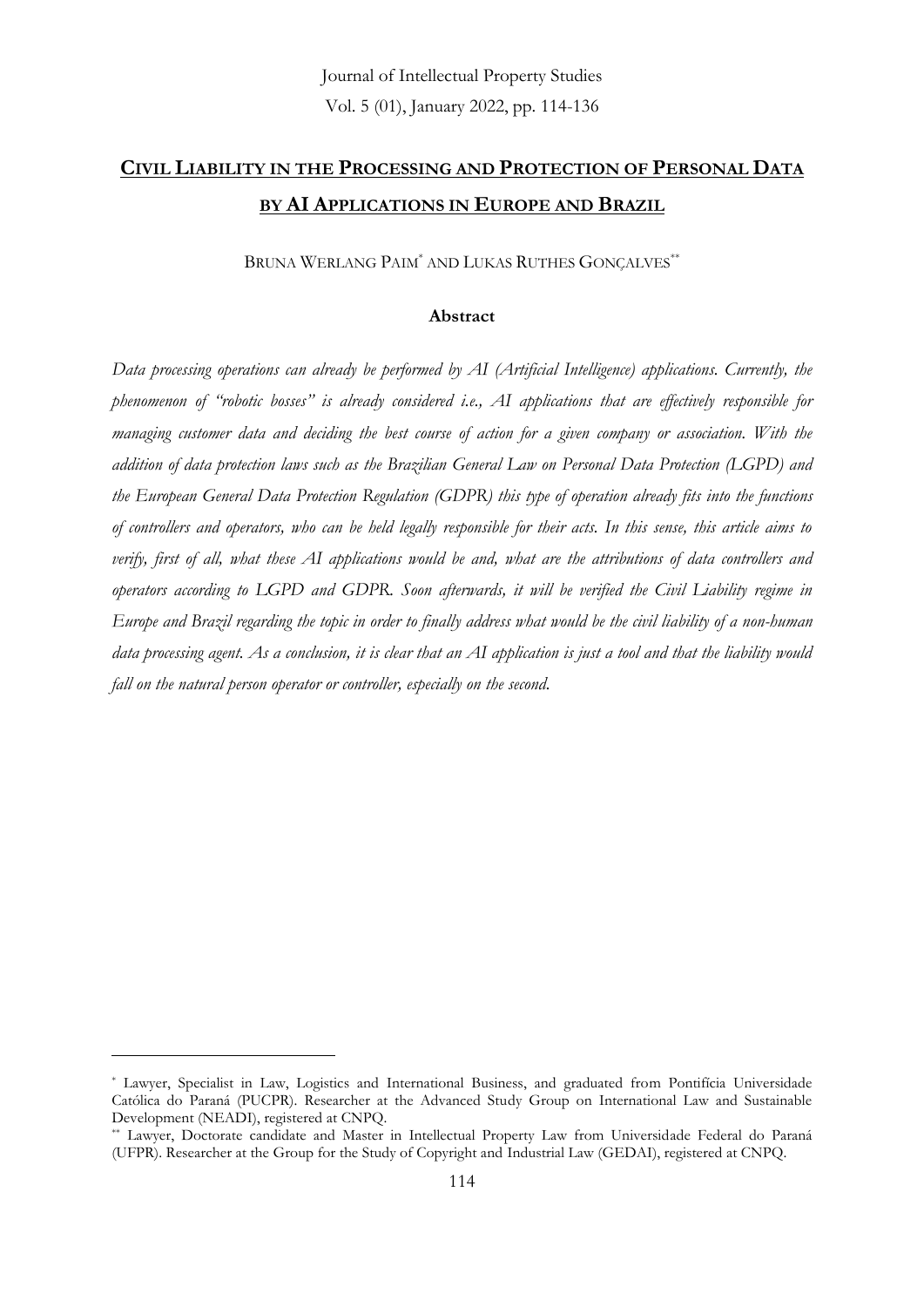# CIVIL LIABILITY IN THE PROCESSING AND PROTECTION OF PERSONAL DATA BY AI APPLICATIONS IN EUROPE AND BRAZIL

BRUNA WERLANG PAIM[*] AND LUKAS RUTHES GONÇALVES[**]

## Abstract

*Data processing operations can already be performed by AI (Artificial Intelligence) applications. Currently, the phenomenon of "robotic bosses" is already considered i.e., AI applications that are effectively responsible for managing customer data and deciding the best course of action for a given company or association. With the addition of data protection laws such as the Brazilian General Law on Personal Data Protection (LGPD) and the European General Data Protection Regulation (GDPR) this type of operation already fits into the functions of controllers and operators, who can be held legally responsible for their acts. In this sense, this article aims to verify, first of all, what these AI applications would be and, what are the attributions of data controllers and operators according to LGPD and GDPR. Soon afterwards, it will be verified the Civil Liability regime in Europe and Brazil regarding the topic in order to finally address what would be the civil liability of a non-human data processing agent. As a conclusion, it is clear that an AI application is just a tool and that the liability would fall on the natural person operator or controller, especially on the second.*

---

[*] Lawyer, Specialist in Law, Logistics and International Business, and graduated from Pontifícia Universidade Católica do Paraná (PUCPR). Researcher at the Advanced Study Group on International Law and Sustainable Development (NEADI), registered at CNPQ.

[**] Lawyer, Doctorate candidate and Master in Intellectual Property Law from Universidade Federal do Paraná (UFPR). Researcher at the Group for the Study of Copyright and Industrial Law (GEDAI), registered at CNPQ.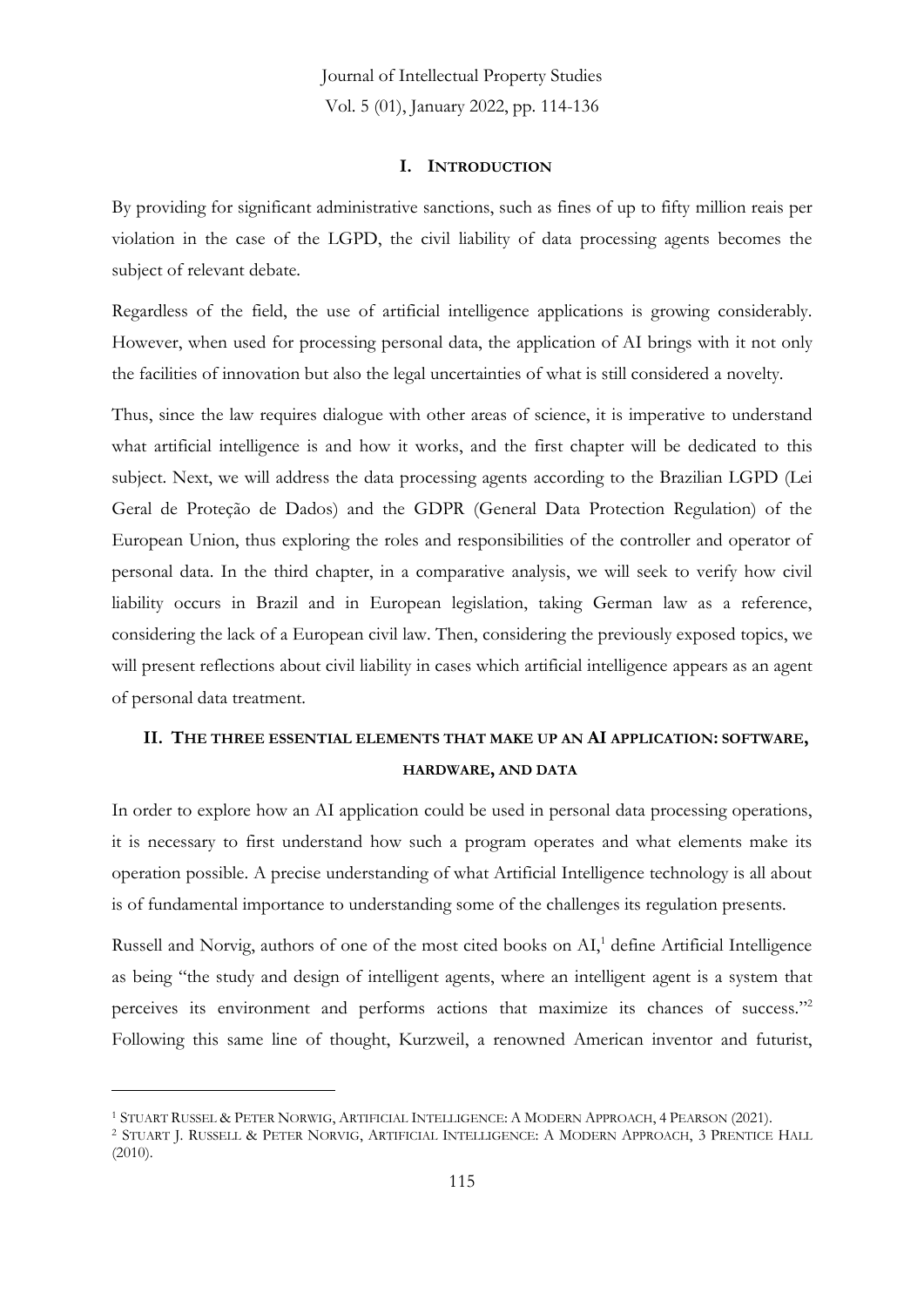## I. INTRODUCTION

By providing for significant administrative sanctions, such as fines of up to fifty million reais per violation in the case of the LGPD, the civil liability of data processing agents becomes the subject of relevant debate.

Regardless of the field, the use of artificial intelligence applications is growing considerably. However, when used for processing personal data, the application of AI brings with it not only the facilities of innovation but also the legal uncertainties of what is still considered a novelty.

Thus, since the law requires dialogue with other areas of science, it is imperative to understand what artificial intelligence is and how it works, and the first chapter will be dedicated to this subject. Next, we will address the data processing agents according to the Brazilian LGPD (Lei Geral de Proteção de Dados) and the GDPR (General Data Protection Regulation) of the European Union, thus exploring the roles and responsibilities of the controller and operator of personal data. In the third chapter, in a comparative analysis, we will seek to verify how civil liability occurs in Brazil and in European legislation, taking German law as a reference, considering the lack of a European civil law. Then, considering the previously exposed topics, we will present reflections about civil liability in cases which artificial intelligence appears as an agent of personal data treatment.

## II. THE THREE ESSENTIAL ELEMENTS THAT MAKE UP AN AI APPLICATION: SOFTWARE, HARDWARE, AND DATA

In order to explore how an AI application could be used in personal data processing operations, it is necessary to first understand how such a program operates and what elements make its operation possible. A precise understanding of what Artificial Intelligence technology is all about is of fundamental importance to understanding some of the challenges its regulation presents.

Russell and Norvig, authors of one of the most cited books on AI,[1] define Artificial Intelligence as being "the study and design of intelligent agents, where an intelligent agent is a system that perceives its environment and performs actions that maximize its chances of success."[2] Following this same line of thought, Kurzweil, a renowned American inventor and futurist,

---

[1] STUART RUSSEL & PETER NORWIG, ARTIFICIAL INTELLIGENCE: A MODERN APPROACH, 4 PEARSON (2021).

[2] STUART J. RUSSELL & PETER NORVIG, ARTIFICIAL INTELLIGENCE: A MODERN APPROACH, 3 PRENTICE HALL (2010).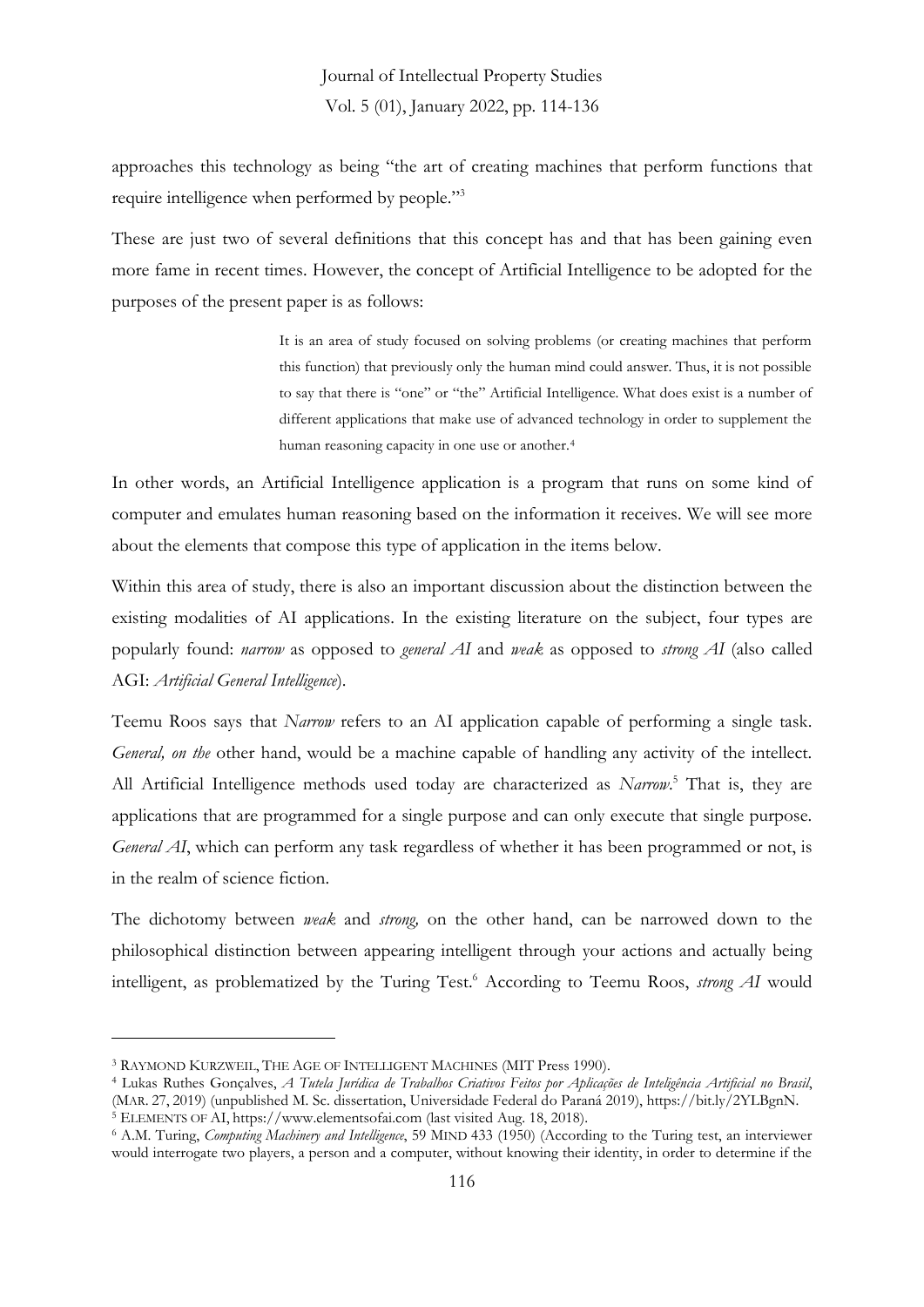approaches this technology as being "the art of creating machines that perform functions that require intelligence when performed by people."[3]

These are just two of several definitions that this concept has and that has been gaining even more fame in recent times. However, the concept of Artificial Intelligence to be adopted for the purposes of the present paper is as follows:

> It is an area of study focused on solving problems (or creating machines that perform this function) that previously only the human mind could answer. Thus, it is not possible to say that there is "one" or "the" Artificial Intelligence. What does exist is a number of different applications that make use of advanced technology in order to supplement the human reasoning capacity in one use or another.[4]

In other words, an Artificial Intelligence application is a program that runs on some kind of computer and emulates human reasoning based on the information it receives. We will see more about the elements that compose this type of application in the items below.

Within this area of study, there is also an important discussion about the distinction between the existing modalities of AI applications. In the existing literature on the subject, four types are popularly found: *narrow* as opposed to *general AI* and *weak* as opposed to *strong AI* (also called AGI: *Artificial General Intelligence*).

Teemu Roos says that *Narrow* refers to an AI application capable of performing a single task. *General, on the* other hand, would be a machine capable of handling any activity of the intellect. All Artificial Intelligence methods used today are characterized as *Narrow*.[5] That is, they are applications that are programmed for a single purpose and can only execute that single purpose. *General AI*, which can perform any task regardless of whether it has been programmed or not, is in the realm of science fiction.

The dichotomy between *weak* and *strong,* on the other hand, can be narrowed down to the philosophical distinction between appearing intelligent through your actions and actually being intelligent, as problematized by the Turing Test.[6] According to Teemu Roos, *strong AI* would

---

[3] RAYMOND KURZWEIL, THE AGE OF INTELLIGENT MACHINES (MIT Press 1990).

[4] Lukas Ruthes Gonçalves, *A Tutela Jurídica de Trabalhos Criativos Feitos por Aplicações de Inteligência Artificial no Brasil*, (MAR. 27, 2019) (unpublished M. Sc. dissertation, Universidade Federal do Paraná 2019), https://bit.ly/2YLBgnN.

[5] ELEMENTS OF AI, https://www.elementsofai.com (last visited Aug. 18, 2018).

[6] A.M. Turing, *Computing Machinery and Intelligence*, 59 MIND 433 (1950) (According to the Turing test, an interviewer would interrogate two players, a person and a computer, without knowing their identity, in order to determine if the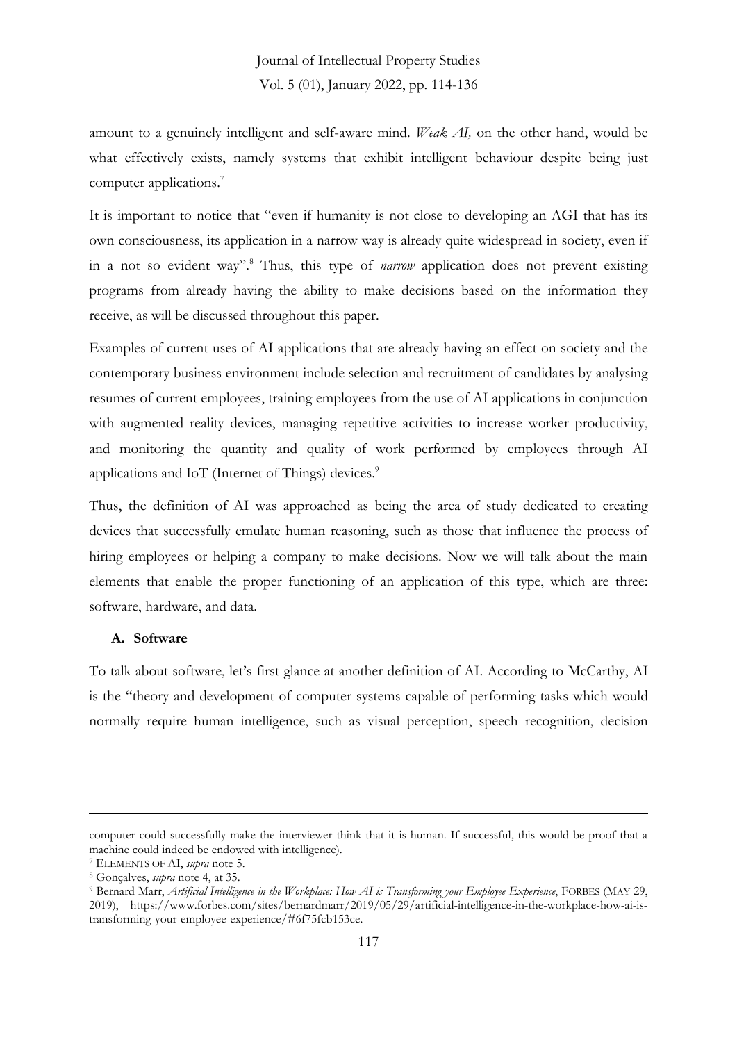amount to a genuinely intelligent and self-aware mind. *Weak AI,* on the other hand, would be what effectively exists, namely systems that exhibit intelligent behaviour despite being just computer applications.[7]

It is important to notice that "even if humanity is not close to developing an AGI that has its own consciousness, its application in a narrow way is already quite widespread in society, even if in a not so evident way".[8] Thus, this type of *narrow* application does not prevent existing programs from already having the ability to make decisions based on the information they receive, as will be discussed throughout this paper.

Examples of current uses of AI applications that are already having an effect on society and the contemporary business environment include selection and recruitment of candidates by analysing resumes of current employees, training employees from the use of AI applications in conjunction with augmented reality devices, managing repetitive activities to increase worker productivity, and monitoring the quantity and quality of work performed by employees through AI applications and IoT (Internet of Things) devices.[9]

Thus, the definition of AI was approached as being the area of study dedicated to creating devices that successfully emulate human reasoning, such as those that influence the process of hiring employees or helping a company to make decisions. Now we will talk about the main elements that enable the proper functioning of an application of this type, which are three: software, hardware, and data.

### A. Software

To talk about software, let's first glance at another definition of AI. According to McCarthy, AI is the "theory and development of computer systems capable of performing tasks which would normally require human intelligence, such as visual perception, speech recognition, decision

---

computer could successfully make the interviewer think that it is human. If successful, this would be proof that a machine could indeed be endowed with intelligence).

[7] ELEMENTS OF AI, *supra* note 5.

[8] Gonçalves, *supra* note 4, at 35.

[9] Bernard Marr, *Artificial Intelligence in the Workplace: How AI is Transforming your Employee Experience*, FORBES (MAY 29, 2019), https://www.forbes.com/sites/bernardmarr/2019/05/29/artificial-intelligence-in-the-workplace-how-ai-is-transforming-your-employee-experience/#6f75fcb153ce.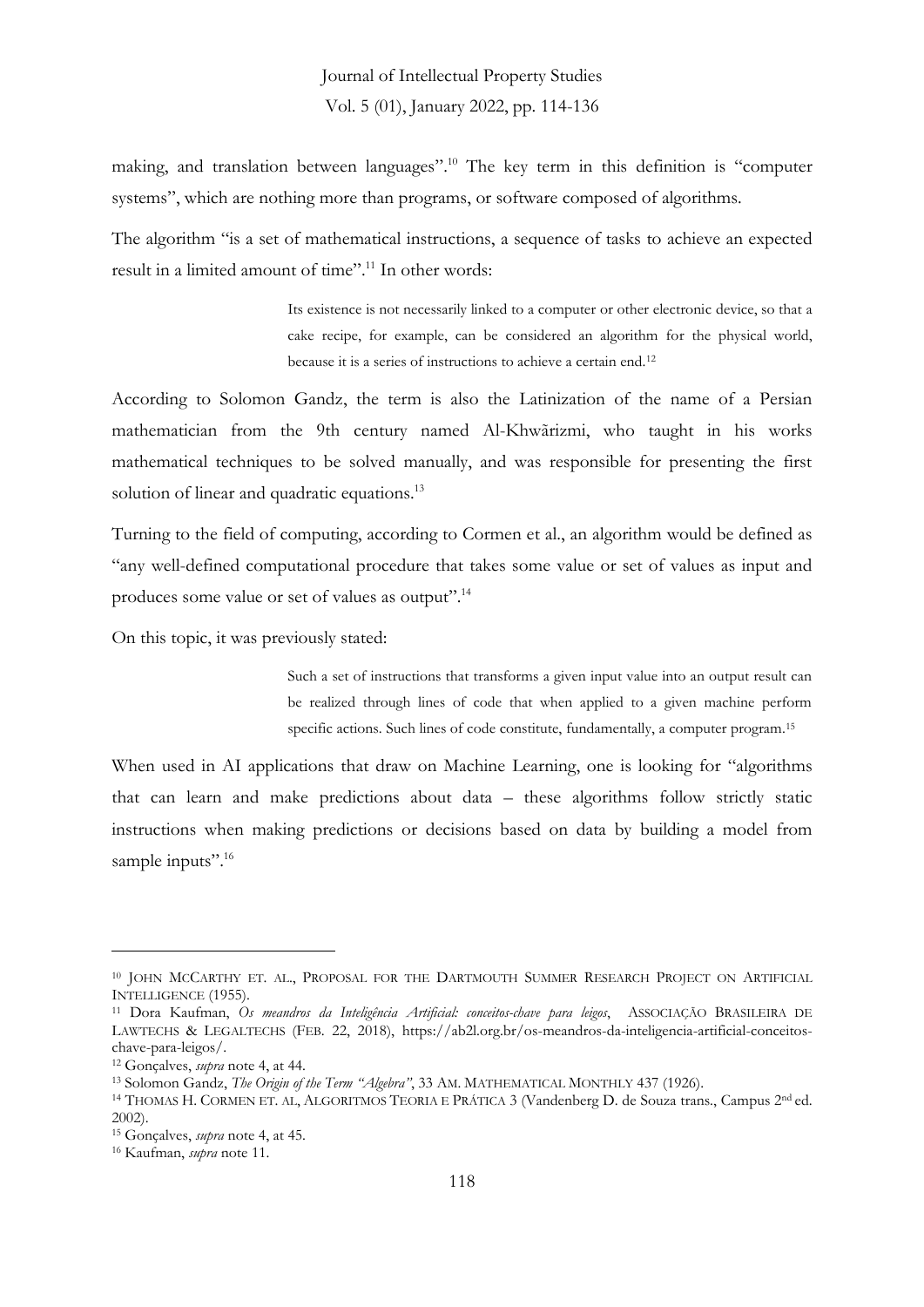making, and translation between languages".[10] The key term in this definition is "computer systems", which are nothing more than programs, or software composed of algorithms.

The algorithm "is a set of mathematical instructions, a sequence of tasks to achieve an expected result in a limited amount of time".[11] In other words:

> Its existence is not necessarily linked to a computer or other electronic device, so that a cake recipe, for example, can be considered an algorithm for the physical world, because it is a series of instructions to achieve a certain end.[12]

According to Solomon Gandz, the term is also the Latinization of the name of a Persian mathematician from the 9th century named Al-Khwãrizmi, who taught in his works mathematical techniques to be solved manually, and was responsible for presenting the first solution of linear and quadratic equations.[13]

Turning to the field of computing, according to Cormen et al., an algorithm would be defined as "any well-defined computational procedure that takes some value or set of values as input and produces some value or set of values as output".[14]

On this topic, it was previously stated:

> Such a set of instructions that transforms a given input value into an output result can be realized through lines of code that when applied to a given machine perform specific actions. Such lines of code constitute, fundamentally, a computer program.[15]

When used in AI applications that draw on Machine Learning, one is looking for "algorithms that can learn and make predictions about data – these algorithms follow strictly static instructions when making predictions or decisions based on data by building a model from sample inputs".[16]

---

[10] JOHN MCCARTHY ET. AL., PROPOSAL FOR THE DARTMOUTH SUMMER RESEARCH PROJECT ON ARTIFICIAL INTELLIGENCE (1955).

[11] Dora Kaufman, *Os meandros da Inteligência Artificial: conceitos-chave para leigos*, ASSOCIAÇÃO BRASILEIRA DE LAWTECHS & LEGALTECHS (FEB. 22, 2018), https://ab2l.org.br/os-meandros-da-inteligencia-artificial-conceitos-chave-para-leigos/.

[12] Gonçalves, *supra* note 4, at 44.

[13] Solomon Gandz, *The Origin of the Term "Algebra"*, 33 AM. MATHEMATICAL MONTHLY 437 (1926).

[14] THOMAS H. CORMEN ET. AL, ALGORITMOS TEORIA E PRÁTICA 3 (Vandenberg D. de Souza trans., Campus 2nd ed. 2002).

[15] Gonçalves, *supra* note 4, at 45.

[16] Kaufman, *supra* note 11.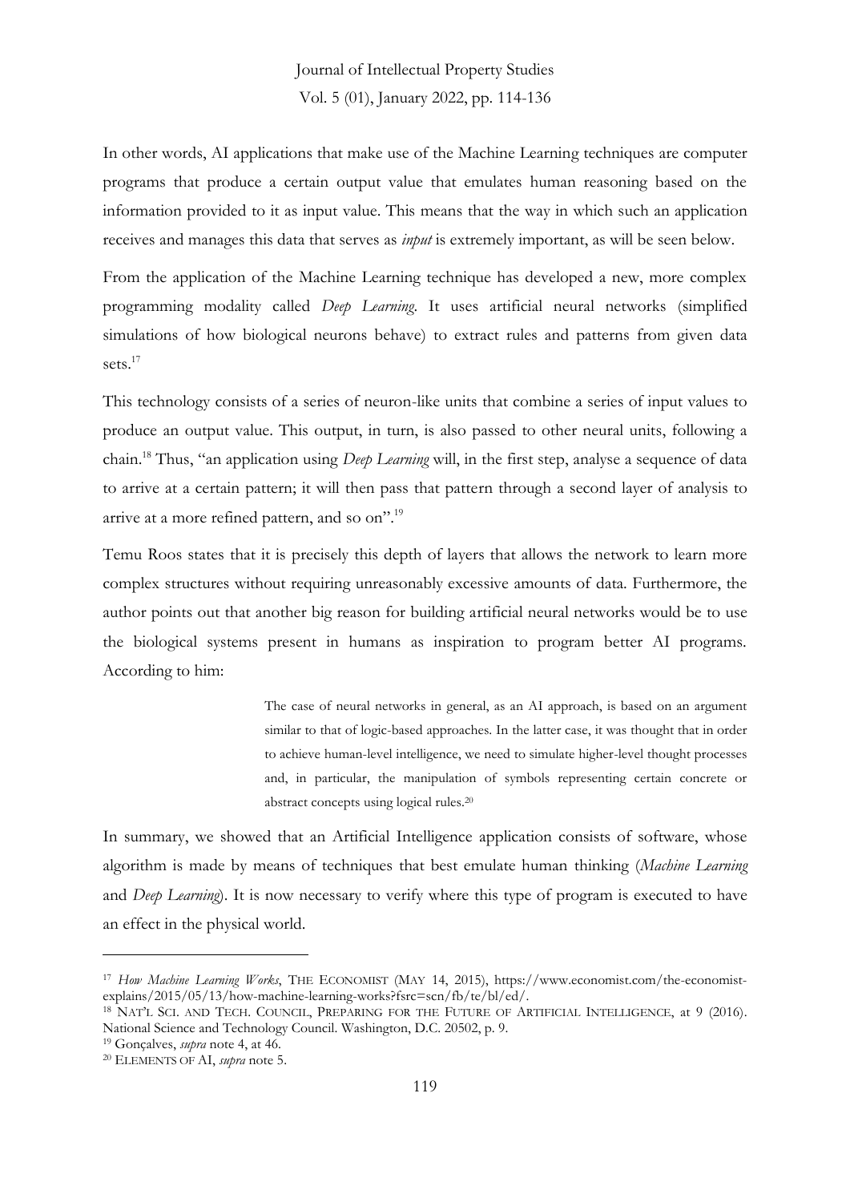In other words, AI applications that make use of the Machine Learning techniques are computer programs that produce a certain output value that emulates human reasoning based on the information provided to it as input value. This means that the way in which such an application receives and manages this data that serves as *input* is extremely important, as will be seen below.

From the application of the Machine Learning technique has developed a new, more complex programming modality called *Deep Learning*. It uses artificial neural networks (simplified simulations of how biological neurons behave) to extract rules and patterns from given data sets.[17]

This technology consists of a series of neuron-like units that combine a series of input values to produce an output value. This output, in turn, is also passed to other neural units, following a chain.[18] Thus, "an application using *Deep Learning* will, in the first step, analyse a sequence of data to arrive at a certain pattern; it will then pass that pattern through a second layer of analysis to arrive at a more refined pattern, and so on".[19]

Temu Roos states that it is precisely this depth of layers that allows the network to learn more complex structures without requiring unreasonably excessive amounts of data. Furthermore, the author points out that another big reason for building artificial neural networks would be to use the biological systems present in humans as inspiration to program better AI programs. According to him:

> The case of neural networks in general, as an AI approach, is based on an argument similar to that of logic-based approaches. In the latter case, it was thought that in order to achieve human-level intelligence, we need to simulate higher-level thought processes and, in particular, the manipulation of symbols representing certain concrete or abstract concepts using logical rules.[20]

In summary, we showed that an Artificial Intelligence application consists of software, whose algorithm is made by means of techniques that best emulate human thinking (*Machine Learning* and *Deep Learning*). It is now necessary to verify where this type of program is executed to have an effect in the physical world.

---

[17] *How Machine Learning Works*, THE ECONOMIST (MAY 14, 2015), https://www.economist.com/the-economist-explains/2015/05/13/how-machine-learning-works?fsrc=scn/fb/te/bl/ed/.

[18] NAT'L SCI. AND TECH. COUNCIL, PREPARING FOR THE FUTURE OF ARTIFICIAL INTELLIGENCE, at 9 (2016). National Science and Technology Council. Washington, D.C. 20502, p. 9.

[19] Gonçalves, *supra* note 4, at 46.

[20] ELEMENTS OF AI, *supra* note 5.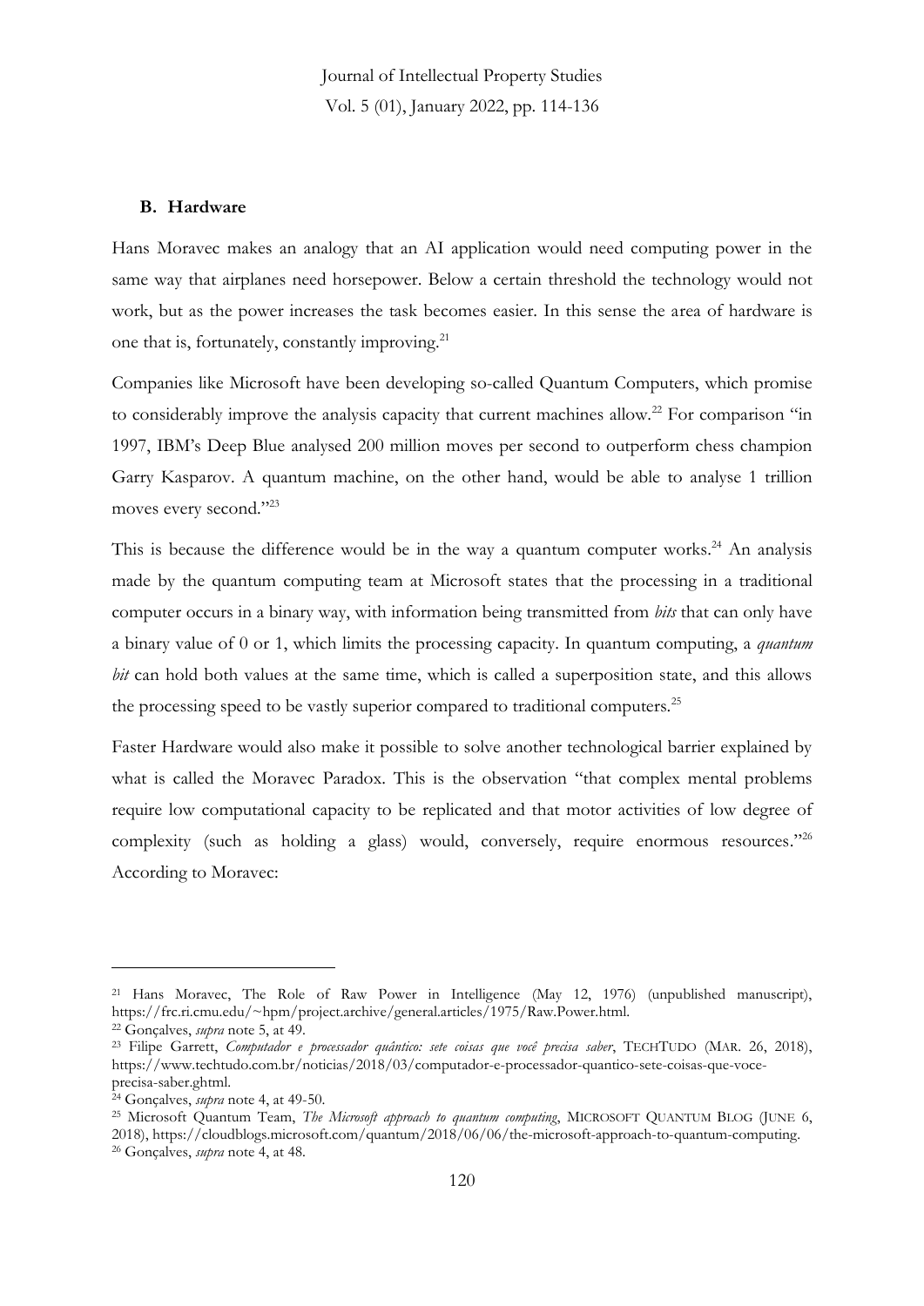### B. Hardware

Hans Moravec makes an analogy that an AI application would need computing power in the same way that airplanes need horsepower. Below a certain threshold the technology would not work, but as the power increases the task becomes easier. In this sense the area of hardware is one that is, fortunately, constantly improving.[21]

Companies like Microsoft have been developing so-called Quantum Computers, which promise to considerably improve the analysis capacity that current machines allow.[22] For comparison "in 1997, IBM's Deep Blue analysed 200 million moves per second to outperform chess champion Garry Kasparov. A quantum machine, on the other hand, would be able to analyse 1 trillion moves every second."[23]

This is because the difference would be in the way a quantum computer works.[24] An analysis made by the quantum computing team at Microsoft states that the processing in a traditional computer occurs in a binary way, with information being transmitted from *bits* that can only have a binary value of 0 or 1, which limits the processing capacity. In quantum computing, a *quantum bit* can hold both values at the same time, which is called a superposition state, and this allows the processing speed to be vastly superior compared to traditional computers.[25]

Faster Hardware would also make it possible to solve another technological barrier explained by what is called the Moravec Paradox. This is the observation "that complex mental problems require low computational capacity to be replicated and that motor activities of low degree of complexity (such as holding a glass) would, conversely, require enormous resources."[26] According to Moravec:

---

[21] Hans Moravec, The Role of Raw Power in Intelligence (May 12, 1976) (unpublished manuscript), https://frc.ri.cmu.edu/~hpm/project.archive/general.articles/1975/Raw.Power.html.

[22] Gonçalves, *supra* note 5, at 49.

[23] Filipe Garrett, *Computador e processador quântico: sete coisas que você precisa saber*, TECHTUDO (MAR. 26, 2018), https://www.techtudo.com.br/noticias/2018/03/computador-e-processador-quantico-sete-coisas-que-voce-precisa-saber.ghtml.

[24] Gonçalves, *supra* note 4, at 49-50.

[25] Microsoft Quantum Team, *The Microsoft approach to quantum computing*, MICROSOFT QUANTUM BLOG (JUNE 6, 2018), https://cloudblogs.microsoft.com/quantum/2018/06/06/the-microsoft-approach-to-quantum-computing.

[26] Gonçalves, *supra* note 4, at 48.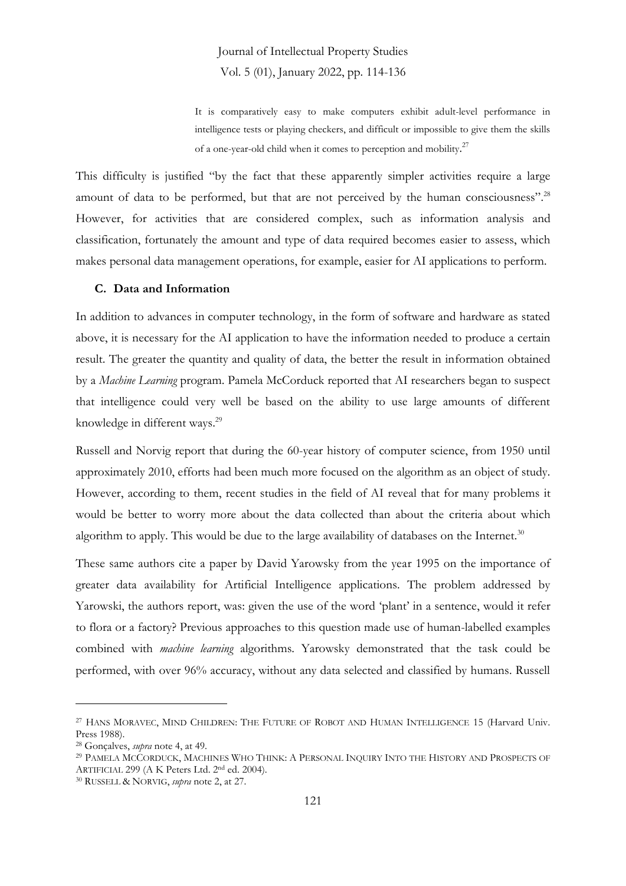> It is comparatively easy to make computers exhibit adult-level performance in intelligence tests or playing checkers, and difficult or impossible to give them the skills of a one-year-old child when it comes to perception and mobility.[27]

This difficulty is justified "by the fact that these apparently simpler activities require a large amount of data to be performed, but that are not perceived by the human consciousness".[28] However, for activities that are considered complex, such as information analysis and classification, fortunately the amount and type of data required becomes easier to assess, which makes personal data management operations, for example, easier for AI applications to perform.

### C. Data and Information

In addition to advances in computer technology, in the form of software and hardware as stated above, it is necessary for the AI application to have the information needed to produce a certain result. The greater the quantity and quality of data, the better the result in information obtained by a *Machine Learning* program. Pamela McCorduck reported that AI researchers began to suspect that intelligence could very well be based on the ability to use large amounts of different knowledge in different ways.[29]

Russell and Norvig report that during the 60-year history of computer science, from 1950 until approximately 2010, efforts had been much more focused on the algorithm as an object of study. However, according to them, recent studies in the field of AI reveal that for many problems it would be better to worry more about the data collected than about the criteria about which algorithm to apply. This would be due to the large availability of databases on the Internet.[30]

These same authors cite a paper by David Yarowsky from the year 1995 on the importance of greater data availability for Artificial Intelligence applications. The problem addressed by Yarowski, the authors report, was: given the use of the word 'plant' in a sentence, would it refer to flora or a factory? Previous approaches to this question made use of human-labelled examples combined with *machine learning* algorithms. Yarowsky demonstrated that the task could be performed, with over 96% accuracy, without any data selected and classified by humans. Russell

---

[27] HANS MORAVEC, MIND CHILDREN: THE FUTURE OF ROBOT AND HUMAN INTELLIGENCE 15 (Harvard Univ. Press 1988).

[28] Gonçalves, *supra* note 4, at 49.

[29] PAMELA MCCORDUCK, MACHINES WHO THINK: A PERSONAL INQUIRY INTO THE HISTORY AND PROSPECTS OF ARTIFICIAL 299 (A K Peters Ltd. 2nd ed. 2004).

[30] RUSSELL & NORVIG, *supra* note 2, at 27.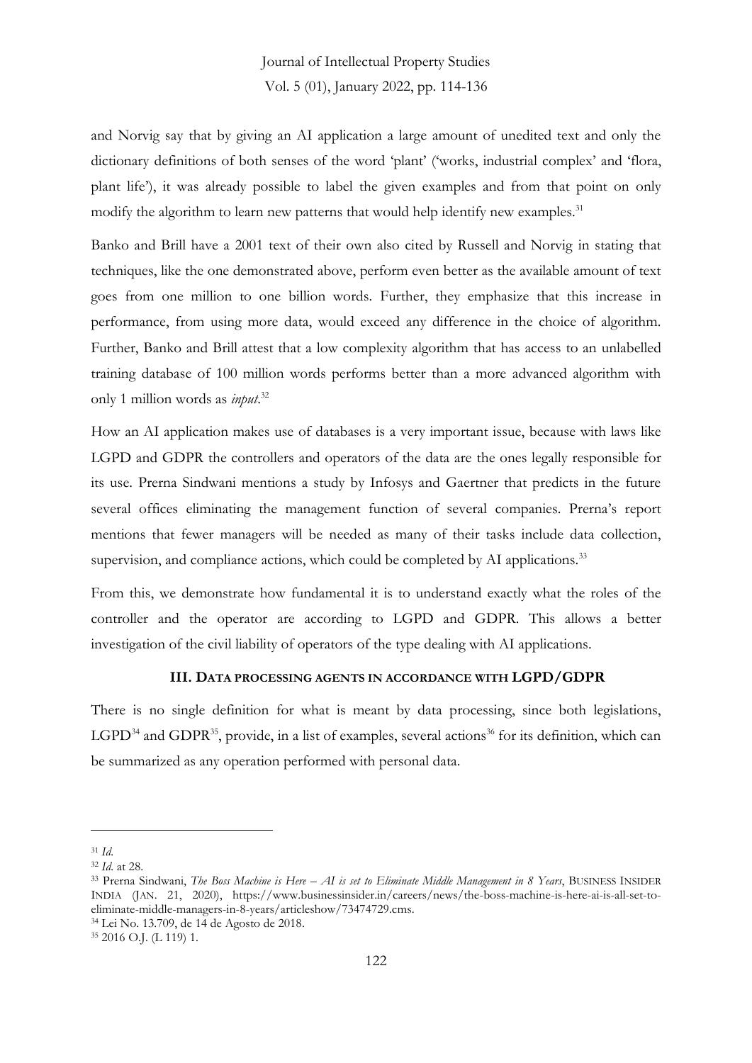and Norvig say that by giving an AI application a large amount of unedited text and only the dictionary definitions of both senses of the word 'plant' ('works, industrial complex' and 'flora, plant life'), it was already possible to label the given examples and from that point on only modify the algorithm to learn new patterns that would help identify new examples.[31]

Banko and Brill have a 2001 text of their own also cited by Russell and Norvig in stating that techniques, like the one demonstrated above, perform even better as the available amount of text goes from one million to one billion words. Further, they emphasize that this increase in performance, from using more data, would exceed any difference in the choice of algorithm. Further, Banko and Brill attest that a low complexity algorithm that has access to an unlabelled training database of 100 million words performs better than a more advanced algorithm with only 1 million words as *input*.[32]

How an AI application makes use of databases is a very important issue, because with laws like LGPD and GDPR the controllers and operators of the data are the ones legally responsible for its use. Prerna Sindwani mentions a study by Infosys and Gaertner that predicts in the future several offices eliminating the management function of several companies. Prerna's report mentions that fewer managers will be needed as many of their tasks include data collection, supervision, and compliance actions, which could be completed by AI applications.[33]

From this, we demonstrate how fundamental it is to understand exactly what the roles of the controller and the operator are according to LGPD and GDPR. This allows a better investigation of the civil liability of operators of the type dealing with AI applications.

## III. Data processing agents in accordance with LGPD/GDPR

There is no single definition for what is meant by data processing, since both legislations, LGPD[34] and GDPR[35], provide, in a list of examples, several actions[36] for its definition, which can be summarized as any operation performed with personal data.

---

[31] *Id.*

[32] *Id.* at 28.

[33] Prerna Sindwani, *The Boss Machine is Here – AI is set to Eliminate Middle Management in 8 Years*, BUSINESS INSIDER INDIA (JAN. 21, 2020), https://www.businessinsider.in/careers/news/the-boss-machine-is-here-ai-is-all-set-to-eliminate-middle-managers-in-8-years/articleshow/73474729.cms.

[34] Lei No. 13.709, de 14 de Agosto de 2018.

[35] 2016 O.J. (L 119) 1.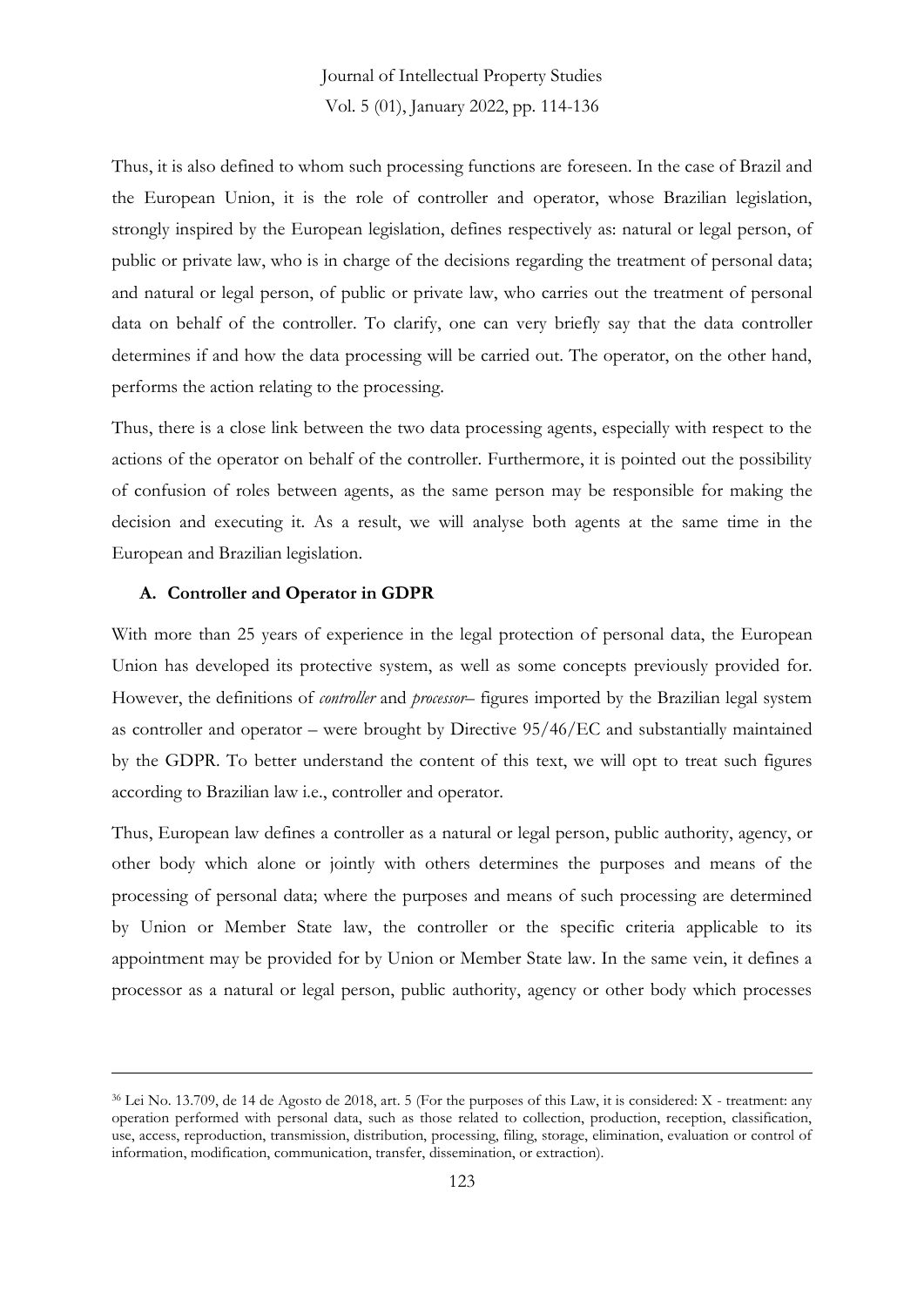Thus, it is also defined to whom such processing functions are foreseen. In the case of Brazil and the European Union, it is the role of controller and operator, whose Brazilian legislation, strongly inspired by the European legislation, defines respectively as: natural or legal person, of public or private law, who is in charge of the decisions regarding the treatment of personal data; and natural or legal person, of public or private law, who carries out the treatment of personal data on behalf of the controller. To clarify, one can very briefly say that the data controller determines if and how the data processing will be carried out. The operator, on the other hand, performs the action relating to the processing.

Thus, there is a close link between the two data processing agents, especially with respect to the actions of the operator on behalf of the controller. Furthermore, it is pointed out the possibility of confusion of roles between agents, as the same person may be responsible for making the decision and executing it. As a result, we will analyse both agents at the same time in the European and Brazilian legislation.

### A. Controller and Operator in GDPR

With more than 25 years of experience in the legal protection of personal data, the European Union has developed its protective system, as well as some concepts previously provided for. However, the definitions of *controller* and *processor*– figures imported by the Brazilian legal system as controller and operator – were brought by Directive 95/46/EC and substantially maintained by the GDPR. To better understand the content of this text, we will opt to treat such figures according to Brazilian law i.e., controller and operator.

Thus, European law defines a controller as a natural or legal person, public authority, agency, or other body which alone or jointly with others determines the purposes and means of the processing of personal data; where the purposes and means of such processing are determined by Union or Member State law, the controller or the specific criteria applicable to its appointment may be provided for by Union or Member State law. In the same vein, it defines a processor as a natural or legal person, public authority, agency or other body which processes

---

[36] Lei No. 13.709, de 14 de Agosto de 2018, art. 5 (For the purposes of this Law, it is considered: X - treatment: any operation performed with personal data, such as those related to collection, production, reception, classification, use, access, reproduction, transmission, distribution, processing, filing, storage, elimination, evaluation or control of information, modification, communication, transfer, dissemination, or extraction).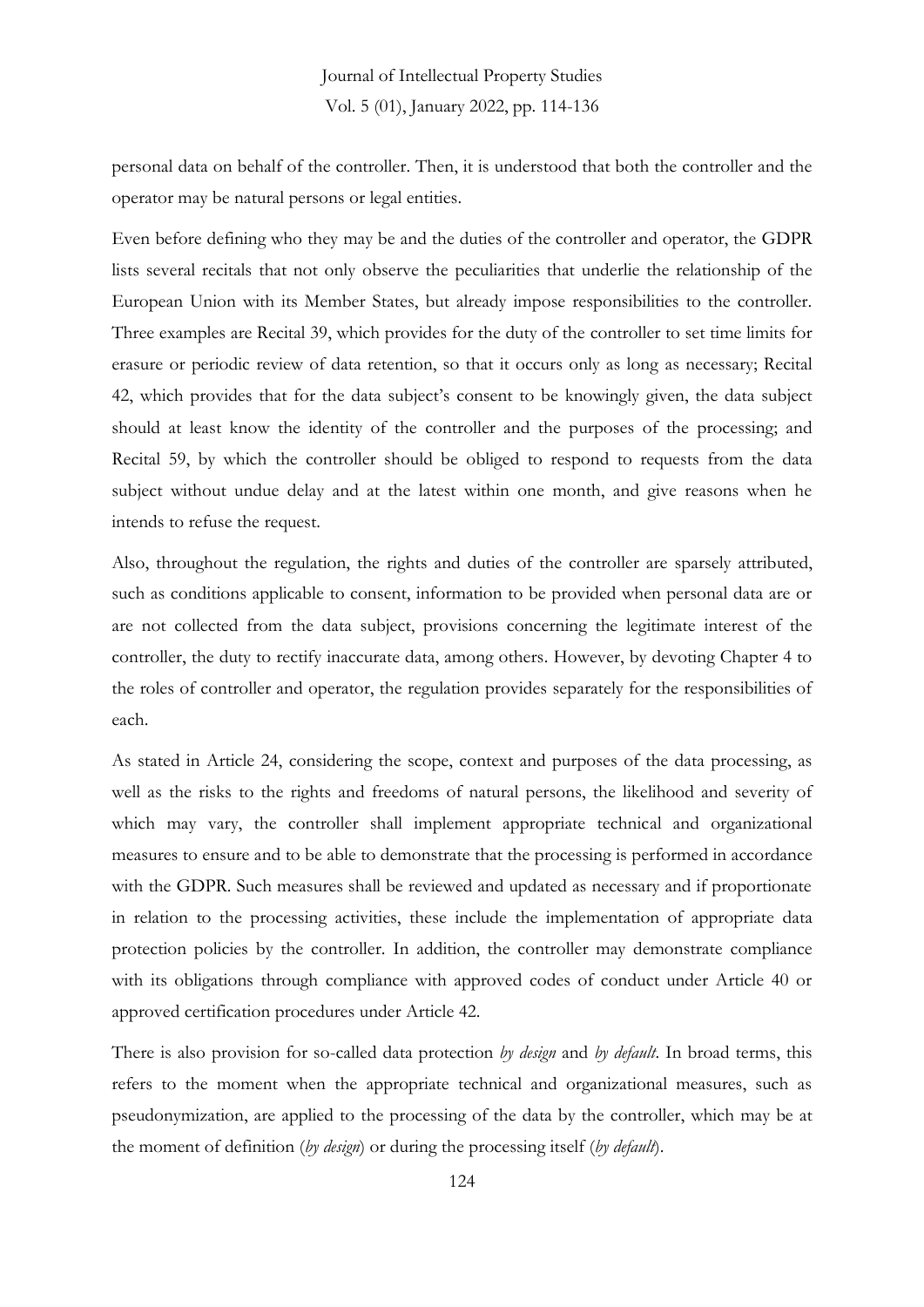personal data on behalf of the controller. Then, it is understood that both the controller and the operator may be natural persons or legal entities.

Even before defining who they may be and the duties of the controller and operator, the GDPR lists several recitals that not only observe the peculiarities that underlie the relationship of the European Union with its Member States, but already impose responsibilities to the controller. Three examples are Recital 39, which provides for the duty of the controller to set time limits for erasure or periodic review of data retention, so that it occurs only as long as necessary; Recital 42, which provides that for the data subject's consent to be knowingly given, the data subject should at least know the identity of the controller and the purposes of the processing; and Recital 59, by which the controller should be obliged to respond to requests from the data subject without undue delay and at the latest within one month, and give reasons when he intends to refuse the request.

Also, throughout the regulation, the rights and duties of the controller are sparsely attributed, such as conditions applicable to consent, information to be provided when personal data are or are not collected from the data subject, provisions concerning the legitimate interest of the controller, the duty to rectify inaccurate data, among others. However, by devoting Chapter 4 to the roles of controller and operator, the regulation provides separately for the responsibilities of each.

As stated in Article 24, considering the scope, context and purposes of the data processing, as well as the risks to the rights and freedoms of natural persons, the likelihood and severity of which may vary, the controller shall implement appropriate technical and organizational measures to ensure and to be able to demonstrate that the processing is performed in accordance with the GDPR. Such measures shall be reviewed and updated as necessary and if proportionate in relation to the processing activities, these include the implementation of appropriate data protection policies by the controller. In addition, the controller may demonstrate compliance with its obligations through compliance with approved codes of conduct under Article 40 or approved certification procedures under Article 42.

There is also provision for so-called data protection *by design* and *by default*. In broad terms, this refers to the moment when the appropriate technical and organizational measures, such as pseudonymization, are applied to the processing of the data by the controller, which may be at the moment of definition (*by design*) or during the processing itself (*by default*).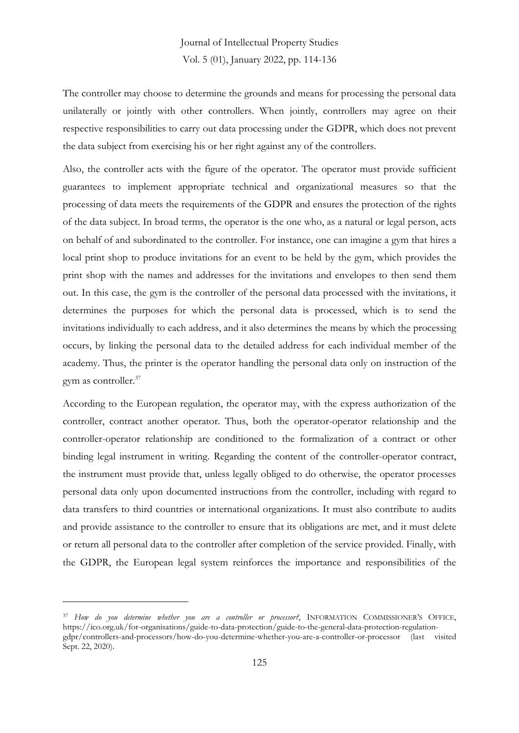The controller may choose to determine the grounds and means for processing the personal data unilaterally or jointly with other controllers. When jointly, controllers may agree on their respective responsibilities to carry out data processing under the GDPR, which does not prevent the data subject from exercising his or her right against any of the controllers.

Also, the controller acts with the figure of the operator. The operator must provide sufficient guarantees to implement appropriate technical and organizational measures so that the processing of data meets the requirements of the GDPR and ensures the protection of the rights of the data subject. In broad terms, the operator is the one who, as a natural or legal person, acts on behalf of and subordinated to the controller. For instance, one can imagine a gym that hires a local print shop to produce invitations for an event to be held by the gym, which provides the print shop with the names and addresses for the invitations and envelopes to then send them out. In this case, the gym is the controller of the personal data processed with the invitations, it determines the purposes for which the personal data is processed, which is to send the invitations individually to each address, and it also determines the means by which the processing occurs, by linking the personal data to the detailed address for each individual member of the academy. Thus, the printer is the operator handling the personal data only on instruction of the gym as controller.[37]

According to the European regulation, the operator may, with the express authorization of the controller, contract another operator. Thus, both the operator-operator relationship and the controller-operator relationship are conditioned to the formalization of a contract or other binding legal instrument in writing. Regarding the content of the controller-operator contract, the instrument must provide that, unless legally obliged to do otherwise, the operator processes personal data only upon documented instructions from the controller, including with regard to data transfers to third countries or international organizations. It must also contribute to audits and provide assistance to the controller to ensure that its obligations are met, and it must delete or return all personal data to the controller after completion of the service provided. Finally, with the GDPR, the European legal system reinforces the importance and responsibilities of the

---

[37] *How do you determine whether you are a controller or processor?*, INFORMATION COMMISSIONER'S OFFICE, https://ico.org.uk/for-organisations/guide-to-data-protection/guide-to-the-general-data-protection-regulation-gdpr/controllers-and-processors/how-do-you-determine-whether-you-are-a-controller-or-processor (last visited Sept. 22, 2020).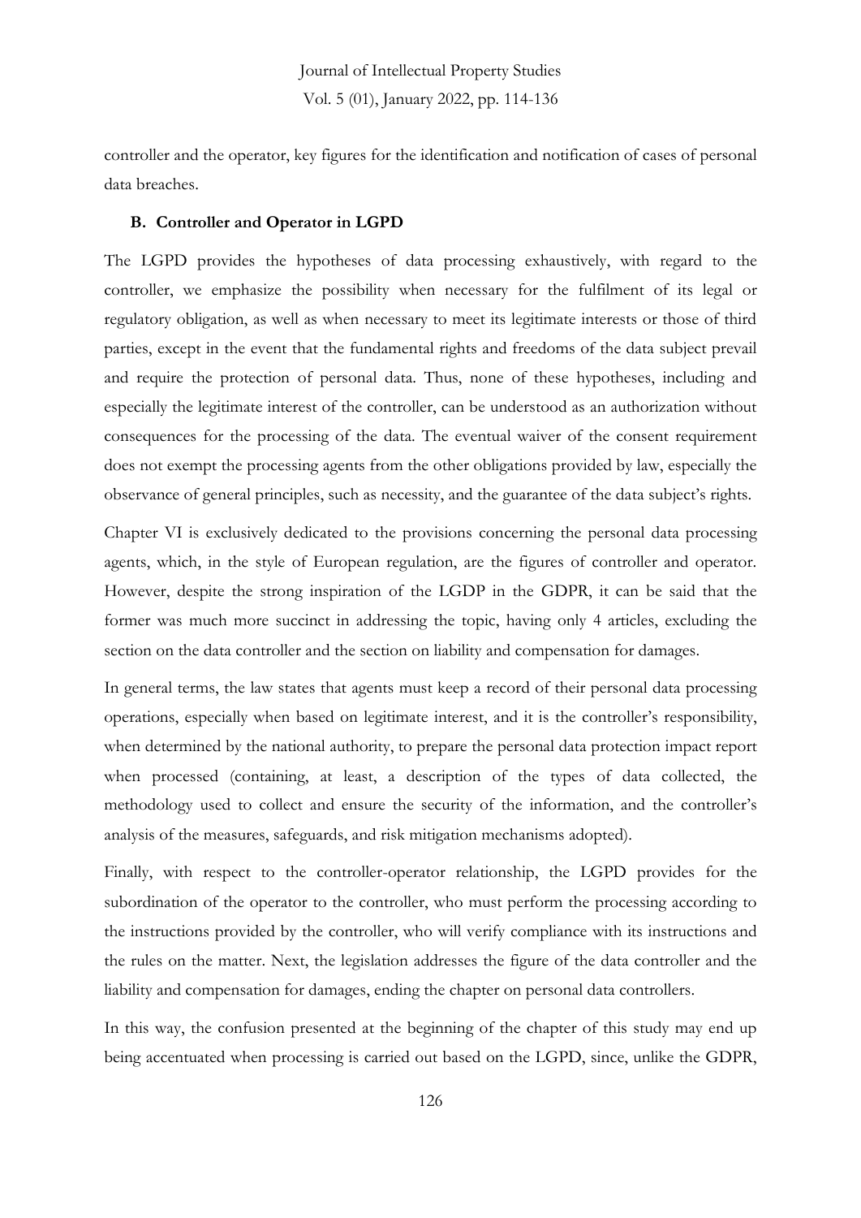controller and the operator, key figures for the identification and notification of cases of personal data breaches.

### B. Controller and Operator in LGPD

The LGPD provides the hypotheses of data processing exhaustively, with regard to the controller, we emphasize the possibility when necessary for the fulfilment of its legal or regulatory obligation, as well as when necessary to meet its legitimate interests or those of third parties, except in the event that the fundamental rights and freedoms of the data subject prevail and require the protection of personal data. Thus, none of these hypotheses, including and especially the legitimate interest of the controller, can be understood as an authorization without consequences for the processing of the data. The eventual waiver of the consent requirement does not exempt the processing agents from the other obligations provided by law, especially the observance of general principles, such as necessity, and the guarantee of the data subject's rights.

Chapter VI is exclusively dedicated to the provisions concerning the personal data processing agents, which, in the style of European regulation, are the figures of controller and operator. However, despite the strong inspiration of the LGDP in the GDPR, it can be said that the former was much more succinct in addressing the topic, having only 4 articles, excluding the section on the data controller and the section on liability and compensation for damages.

In general terms, the law states that agents must keep a record of their personal data processing operations, especially when based on legitimate interest, and it is the controller's responsibility, when determined by the national authority, to prepare the personal data protection impact report when processed (containing, at least, a description of the types of data collected, the methodology used to collect and ensure the security of the information, and the controller's analysis of the measures, safeguards, and risk mitigation mechanisms adopted).

Finally, with respect to the controller-operator relationship, the LGPD provides for the subordination of the operator to the controller, who must perform the processing according to the instructions provided by the controller, who will verify compliance with its instructions and the rules on the matter. Next, the legislation addresses the figure of the data controller and the liability and compensation for damages, ending the chapter on personal data controllers.

In this way, the confusion presented at the beginning of the chapter of this study may end up being accentuated when processing is carried out based on the LGPD, since, unlike the GDPR,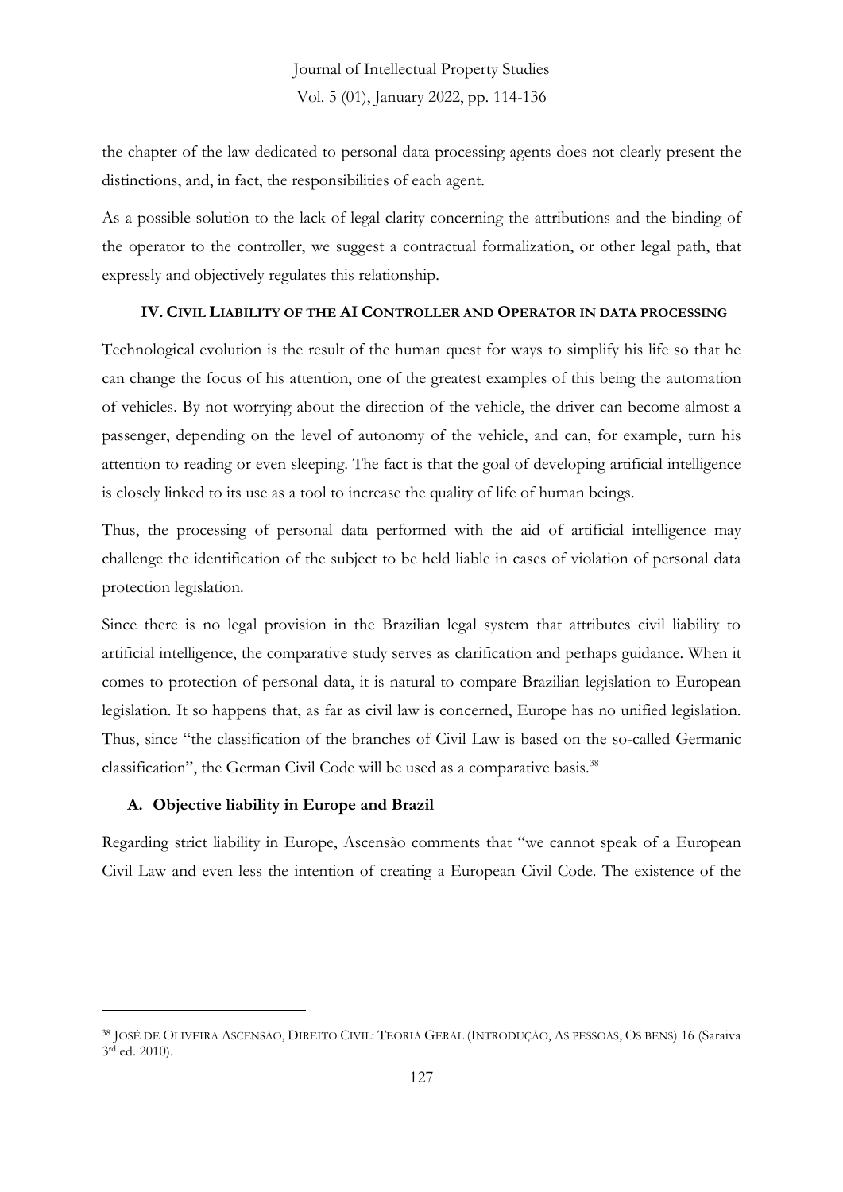the chapter of the law dedicated to personal data processing agents does not clearly present the distinctions, and, in fact, the responsibilities of each agent.

As a possible solution to the lack of legal clarity concerning the attributions and the binding of the operator to the controller, we suggest a contractual formalization, or other legal path, that expressly and objectively regulates this relationship.

## IV. Civil Liability of the AI Controller and Operator in data processing

Technological evolution is the result of the human quest for ways to simplify his life so that he can change the focus of his attention, one of the greatest examples of this being the automation of vehicles. By not worrying about the direction of the vehicle, the driver can become almost a passenger, depending on the level of autonomy of the vehicle, and can, for example, turn his attention to reading or even sleeping. The fact is that the goal of developing artificial intelligence is closely linked to its use as a tool to increase the quality of life of human beings.

Thus, the processing of personal data performed with the aid of artificial intelligence may challenge the identification of the subject to be held liable in cases of violation of personal data protection legislation.

Since there is no legal provision in the Brazilian legal system that attributes civil liability to artificial intelligence, the comparative study serves as clarification and perhaps guidance. When it comes to protection of personal data, it is natural to compare Brazilian legislation to European legislation. It so happens that, as far as civil law is concerned, Europe has no unified legislation. Thus, since "the classification of the branches of Civil Law is based on the so-called Germanic classification", the German Civil Code will be used as a comparative basis.[38]

### A. Objective liability in Europe and Brazil

Regarding strict liability in Europe, Ascensão comments that "we cannot speak of a European Civil Law and even less the intention of creating a European Civil Code. The existence of the

---

[38] José de Oliveira Ascensão, Direito Civil: Teoria Geral (Introdução, As pessoas, Os bens) 16 (Saraiva 3rd ed. 2010).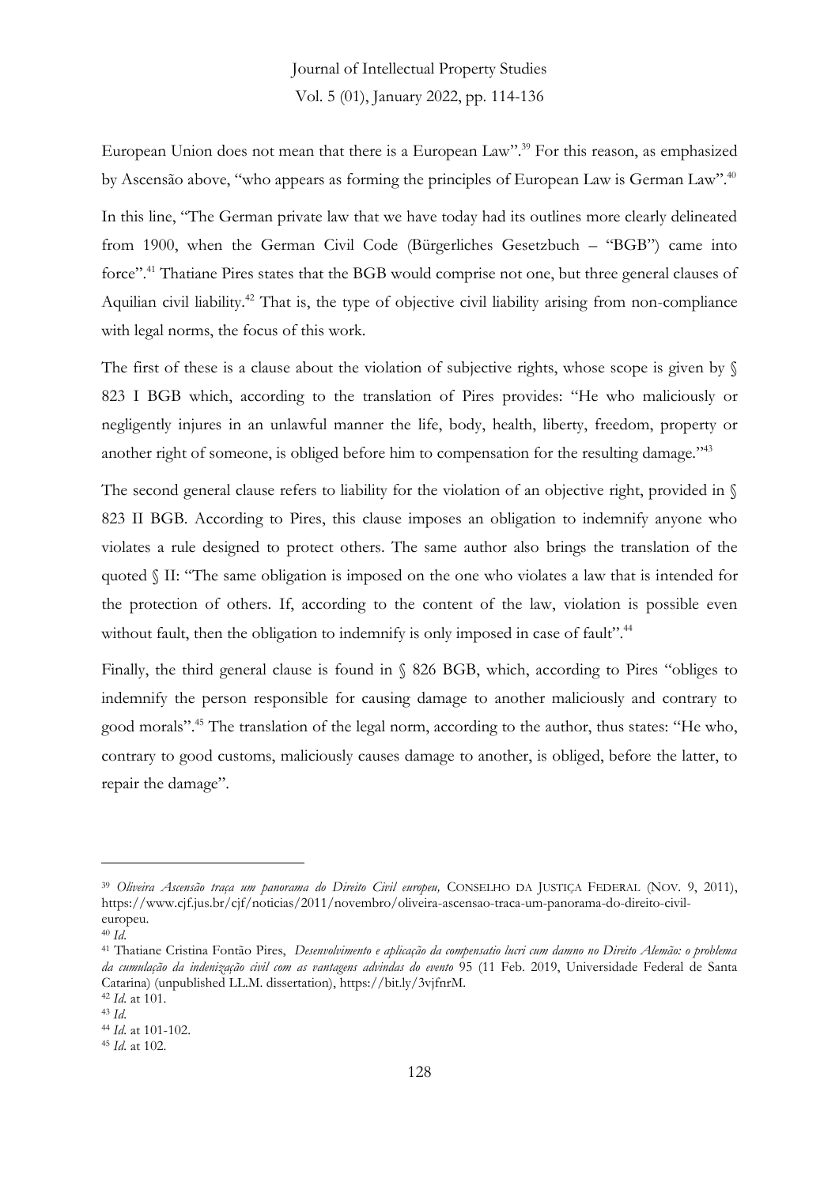European Union does not mean that there is a European Law".[39] For this reason, as emphasized by Ascensão above, "who appears as forming the principles of European Law is German Law".[40]

In this line, "The German private law that we have today had its outlines more clearly delineated from 1900, when the German Civil Code (Bürgerliches Gesetzbuch – "BGB") came into force".[41] Thatiane Pires states that the BGB would comprise not one, but three general clauses of Aquilian civil liability.[42] That is, the type of objective civil liability arising from non-compliance with legal norms, the focus of this work.

The first of these is a clause about the violation of subjective rights, whose scope is given by § 823 I BGB which, according to the translation of Pires provides: "He who maliciously or negligently injures in an unlawful manner the life, body, health, liberty, freedom, property or another right of someone, is obliged before him to compensation for the resulting damage."[43]

The second general clause refers to liability for the violation of an objective right, provided in § 823 II BGB. According to Pires, this clause imposes an obligation to indemnify anyone who violates a rule designed to protect others. The same author also brings the translation of the quoted § II: "The same obligation is imposed on the one who violates a law that is intended for the protection of others. If, according to the content of the law, violation is possible even without fault, then the obligation to indemnify is only imposed in case of fault".[44]

Finally, the third general clause is found in § 826 BGB, which, according to Pires "obliges to indemnify the person responsible for causing damage to another maliciously and contrary to good morals".[45] The translation of the legal norm, according to the author, thus states: "He who, contrary to good customs, maliciously causes damage to another, is obliged, before the latter, to repair the damage".

---

[39] *Oliveira Ascensão traça um panorama do Direito Civil europeu,* CONSELHO DA JUSTIÇA FEDERAL (NOV. 9, 2011), https://www.cjf.jus.br/cjf/noticias/2011/novembro/oliveira-ascensao-traca-um-panorama-do-direito-civil-europeu.

[40] *Id.*

[41] Thatiane Cristina Fontão Pires, *Desenvolvimento e aplicação da compensatio lucri cum damno no Direito Alemão: o problema da cumulação da indenização civil com as vantagens advindas do evento* 95 (11 Feb. 2019, Universidade Federal de Santa Catarina) (unpublished LL.M. dissertation), https://bit.ly/3vjfnrM.

[42] *Id.* at 101.

[43] *Id.*

[44] *Id.* at 101-102.

[45] *Id.* at 102.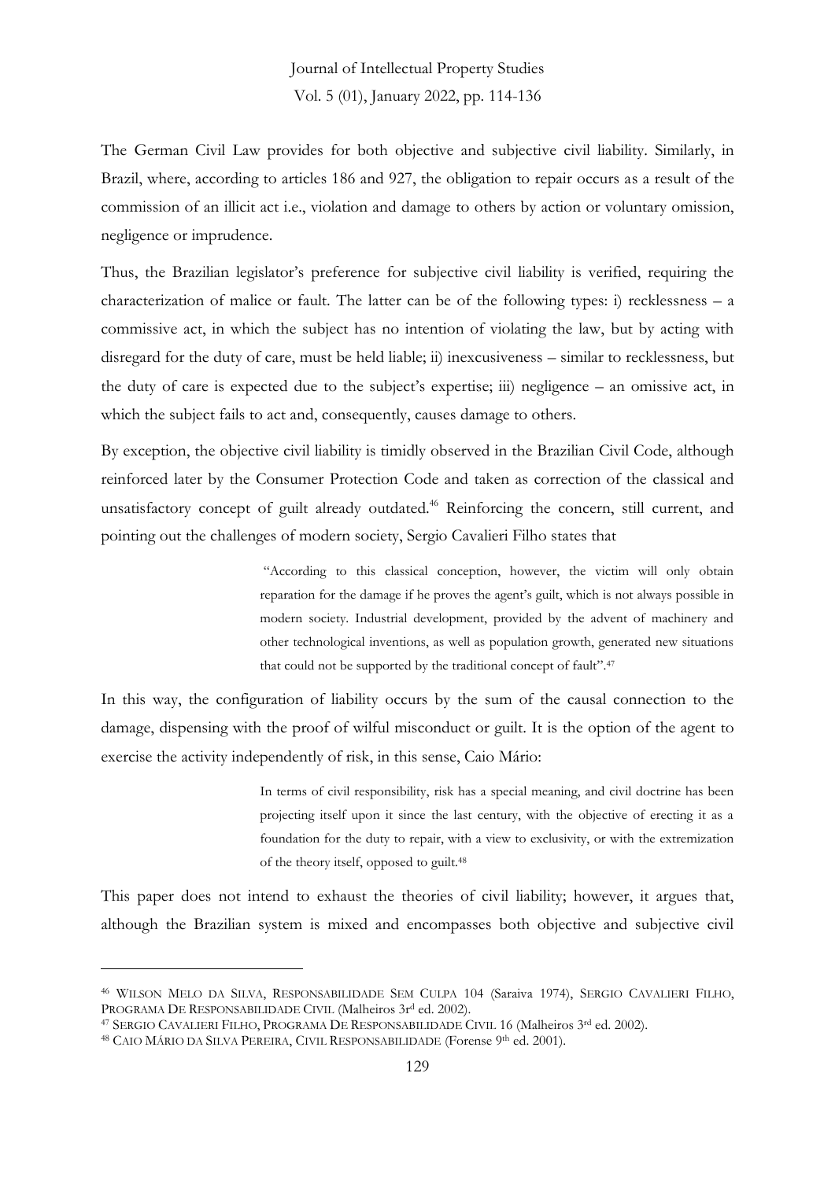The German Civil Law provides for both objective and subjective civil liability. Similarly, in Brazil, where, according to articles 186 and 927, the obligation to repair occurs as a result of the commission of an illicit act i.e., violation and damage to others by action or voluntary omission, negligence or imprudence.

Thus, the Brazilian legislator's preference for subjective civil liability is verified, requiring the characterization of malice or fault. The latter can be of the following types: i) recklessness – a commissive act, in which the subject has no intention of violating the law, but by acting with disregard for the duty of care, must be held liable; ii) inexcusiveness – similar to recklessness, but the duty of care is expected due to the subject's expertise; iii) negligence – an omissive act, in which the subject fails to act and, consequently, causes damage to others.

By exception, the objective civil liability is timidly observed in the Brazilian Civil Code, although reinforced later by the Consumer Protection Code and taken as correction of the classical and unsatisfactory concept of guilt already outdated.[46] Reinforcing the concern, still current, and pointing out the challenges of modern society, Sergio Cavalieri Filho states that

> "According to this classical conception, however, the victim will only obtain reparation for the damage if he proves the agent's guilt, which is not always possible in modern society. Industrial development, provided by the advent of machinery and other technological inventions, as well as population growth, generated new situations that could not be supported by the traditional concept of fault".[47]

In this way, the configuration of liability occurs by the sum of the causal connection to the damage, dispensing with the proof of wilful misconduct or guilt. It is the option of the agent to exercise the activity independently of risk, in this sense, Caio Mário:

> In terms of civil responsibility, risk has a special meaning, and civil doctrine has been projecting itself upon it since the last century, with the objective of erecting it as a foundation for the duty to repair, with a view to exclusivity, or with the extremization of the theory itself, opposed to guilt.[48]

This paper does not intend to exhaust the theories of civil liability; however, it argues that, although the Brazilian system is mixed and encompasses both objective and subjective civil

---

[46] WILSON MELO DA SILVA, RESPONSABILIDADE SEM CULPA 104 (Saraiva 1974), SERGIO CAVALIERI FILHO, PROGRAMA DE RESPONSABILIDADE CIVIL (Malheiros 3rd ed. 2002).

[47] SERGIO CAVALIERI FILHO, PROGRAMA DE RESPONSABILIDADE CIVIL 16 (Malheiros 3rd ed. 2002).

[48] CAIO MÁRIO DA SILVA PEREIRA, CIVIL RESPONSABILIDADE (Forense 9th ed. 2001).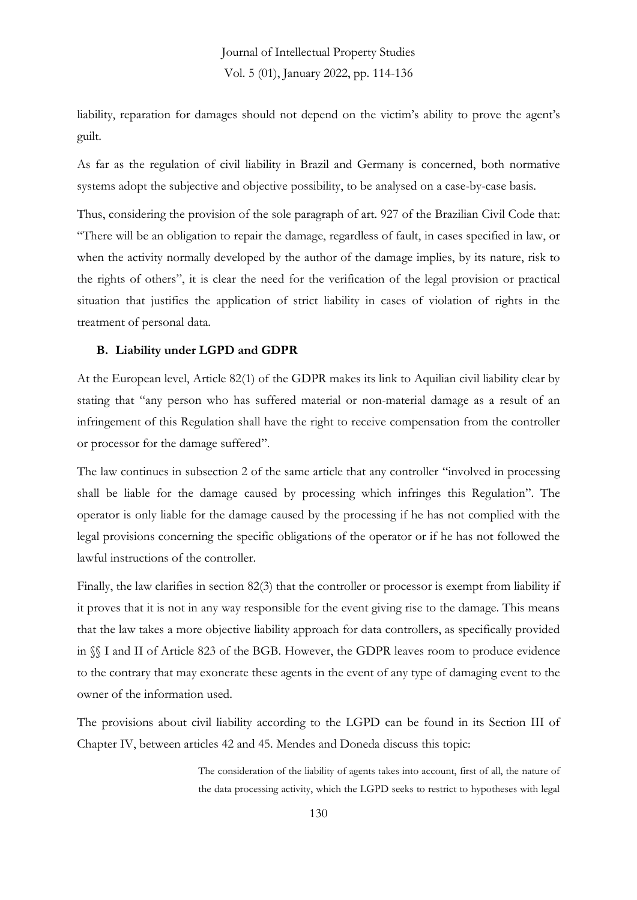liability, reparation for damages should not depend on the victim's ability to prove the agent's guilt.

As far as the regulation of civil liability in Brazil and Germany is concerned, both normative systems adopt the subjective and objective possibility, to be analysed on a case-by-case basis.

Thus, considering the provision of the sole paragraph of art. 927 of the Brazilian Civil Code that: "There will be an obligation to repair the damage, regardless of fault, in cases specified in law, or when the activity normally developed by the author of the damage implies, by its nature, risk to the rights of others", it is clear the need for the verification of the legal provision or practical situation that justifies the application of strict liability in cases of violation of rights in the treatment of personal data.

### B. Liability under LGPD and GDPR

At the European level, Article 82(1) of the GDPR makes its link to Aquilian civil liability clear by stating that "any person who has suffered material or non-material damage as a result of an infringement of this Regulation shall have the right to receive compensation from the controller or processor for the damage suffered".

The law continues in subsection 2 of the same article that any controller "involved in processing shall be liable for the damage caused by processing which infringes this Regulation". The operator is only liable for the damage caused by the processing if he has not complied with the legal provisions concerning the specific obligations of the operator or if he has not followed the lawful instructions of the controller.

Finally, the law clarifies in section 82(3) that the controller or processor is exempt from liability if it proves that it is not in any way responsible for the event giving rise to the damage. This means that the law takes a more objective liability approach for data controllers, as specifically provided in §§ I and II of Article 823 of the BGB. However, the GDPR leaves room to produce evidence to the contrary that may exonerate these agents in the event of any type of damaging event to the owner of the information used.

The provisions about civil liability according to the LGPD can be found in its Section III of Chapter IV, between articles 42 and 45. Mendes and Doneda discuss this topic:

> The consideration of the liability of agents takes into account, first of all, the nature of the data processing activity, which the LGPD seeks to restrict to hypotheses with legal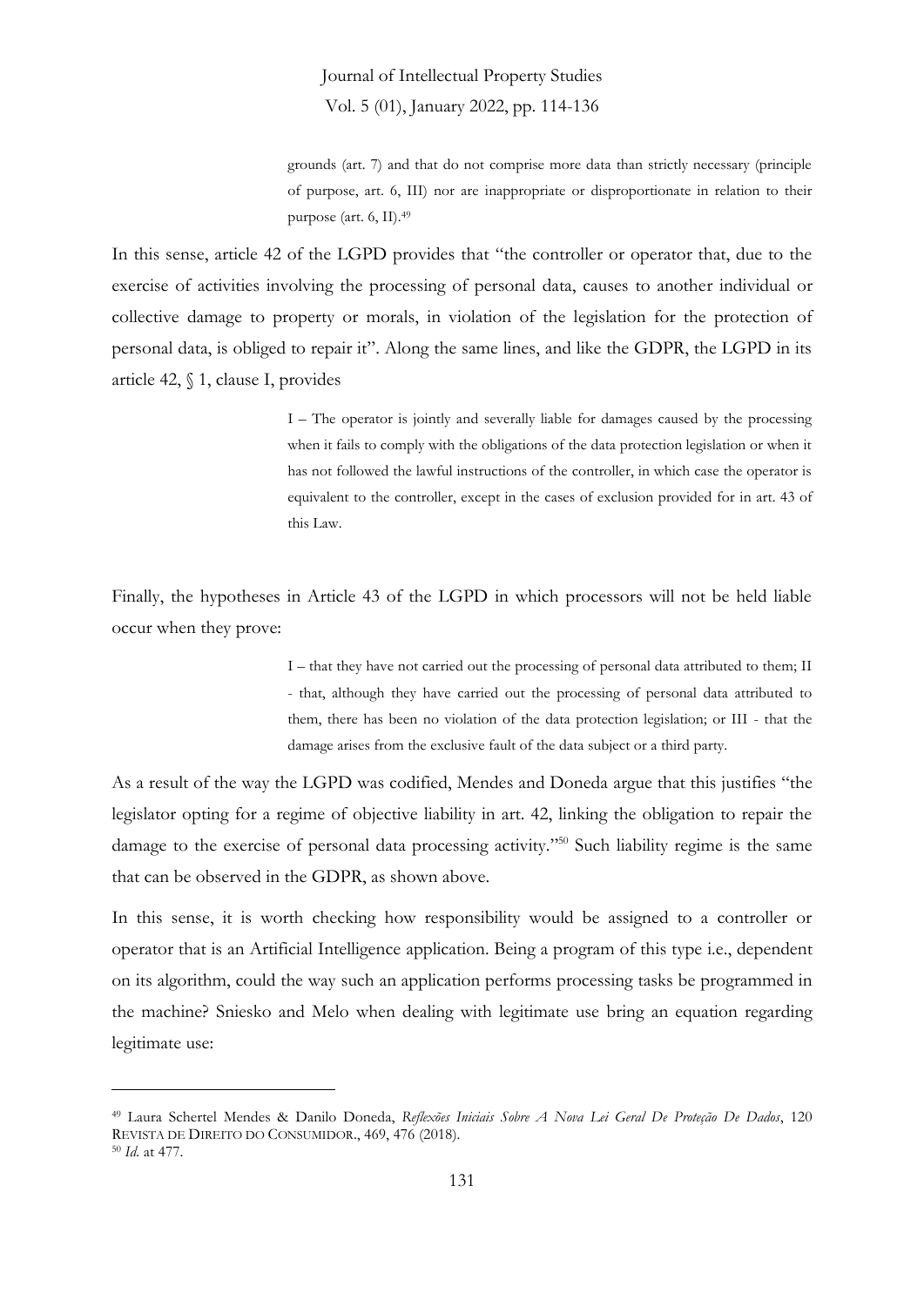> grounds (art. 7) and that do not comprise more data than strictly necessary (principle of purpose, art. 6, III) nor are inappropriate or disproportionate in relation to their purpose (art. 6, II).[49]

In this sense, article 42 of the LGPD provides that "the controller or operator that, due to the exercise of activities involving the processing of personal data, causes to another individual or collective damage to property or morals, in violation of the legislation for the protection of personal data, is obliged to repair it". Along the same lines, and like the GDPR, the LGPD in its article 42, § 1, clause I, provides

> I – The operator is jointly and severally liable for damages caused by the processing when it fails to comply with the obligations of the data protection legislation or when it has not followed the lawful instructions of the controller, in which case the operator is equivalent to the controller, except in the cases of exclusion provided for in art. 43 of this Law.

Finally, the hypotheses in Article 43 of the LGPD in which processors will not be held liable occur when they prove:

> I – that they have not carried out the processing of personal data attributed to them; II - that, although they have carried out the processing of personal data attributed to them, there has been no violation of the data protection legislation; or III - that the damage arises from the exclusive fault of the data subject or a third party.

As a result of the way the LGPD was codified, Mendes and Doneda argue that this justifies "the legislator opting for a regime of objective liability in art. 42, linking the obligation to repair the damage to the exercise of personal data processing activity."[50] Such liability regime is the same that can be observed in the GDPR, as shown above.

In this sense, it is worth checking how responsibility would be assigned to a controller or operator that is an Artificial Intelligence application. Being a program of this type i.e., dependent on its algorithm, could the way such an application performs processing tasks be programmed in the machine? Sniesko and Melo when dealing with legitimate use bring an equation regarding legitimate use:

---

[49] Laura Schertel Mendes & Danilo Doneda, *Reflexões Iniciais Sobre A Nova Lei Geral De Proteção De Dados*, 120 REVISTA DE DIREITO DO CONSUMIDOR., 469, 476 (2018).

[50] *Id.* at 477.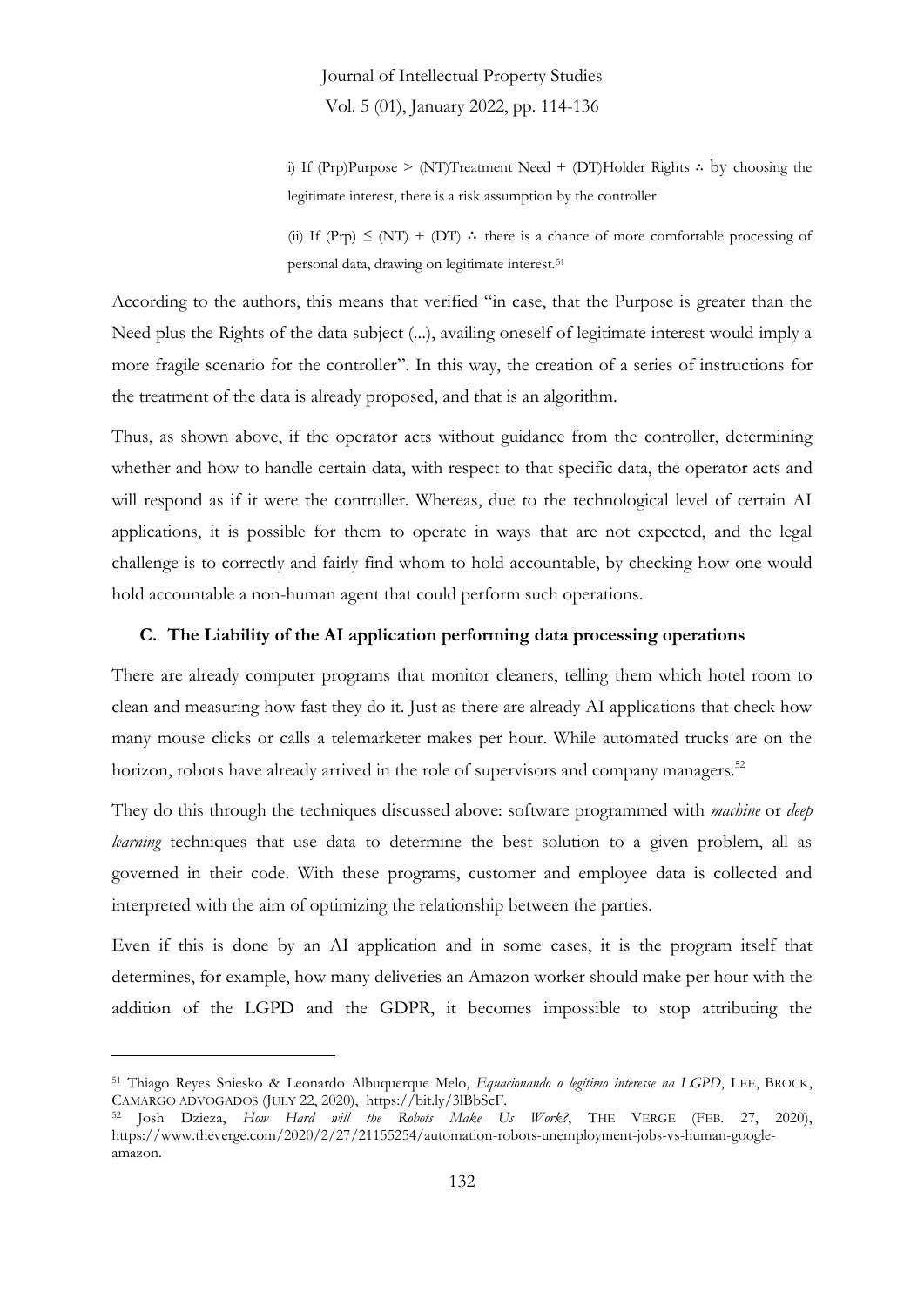> i) If (Prp)Purpose > (NT)Treatment Need + (DT)Holder Rights ∴ by choosing the legitimate interest, there is a risk assumption by the controller
>
> (ii) If (Prp) ≤ (NT) + (DT) ∴ there is a chance of more comfortable processing of personal data, drawing on legitimate interest.[51]

According to the authors, this means that verified "in case, that the Purpose is greater than the Need plus the Rights of the data subject (...), availing oneself of legitimate interest would imply a more fragile scenario for the controller". In this way, the creation of a series of instructions for the treatment of the data is already proposed, and that is an algorithm.

Thus, as shown above, if the operator acts without guidance from the controller, determining whether and how to handle certain data, with respect to that specific data, the operator acts and will respond as if it were the controller. Whereas, due to the technological level of certain AI applications, it is possible for them to operate in ways that are not expected, and the legal challenge is to correctly and fairly find whom to hold accountable, by checking how one would hold accountable a non-human agent that could perform such operations.

### C. The Liability of the AI application performing data processing operations

There are already computer programs that monitor cleaners, telling them which hotel room to clean and measuring how fast they do it. Just as there are already AI applications that check how many mouse clicks or calls a telemarketer makes per hour. While automated trucks are on the horizon, robots have already arrived in the role of supervisors and company managers.[52]

They do this through the techniques discussed above: software programmed with *machine* or *deep learning* techniques that use data to determine the best solution to a given problem, all as governed in their code. With these programs, customer and employee data is collected and interpreted with the aim of optimizing the relationship between the parties.

Even if this is done by an AI application and in some cases, it is the program itself that determines, for example, how many deliveries an Amazon worker should make per hour with the addition of the LGPD and the GDPR, it becomes impossible to stop attributing the

---

[51] Thiago Reyes Sniesko & Leonardo Albuquerque Melo, *Equacionando o legítimo interesse na LGPD*, LEE, BROCK, CAMARGO ADVOGADOS (JULY 22, 2020), https://bit.ly/3lBbScF.

[52] Josh Dzieza, *How Hard will the Robots Make Us Work?*, THE VERGE (FEB. 27, 2020), https://www.theverge.com/2020/2/27/21155254/automation-robots-unemployment-jobs-vs-human-google-amazon.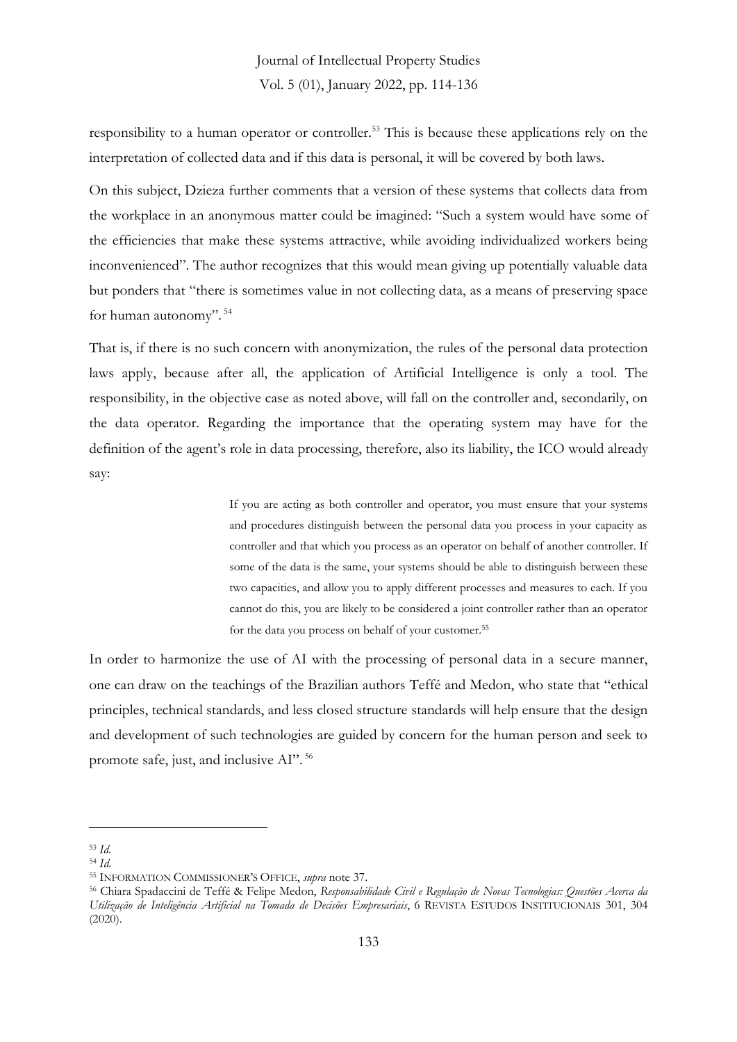responsibility to a human operator or controller.[53] This is because these applications rely on the interpretation of collected data and if this data is personal, it will be covered by both laws.

On this subject, Dzieza further comments that a version of these systems that collects data from the workplace in an anonymous matter could be imagined: "Such a system would have some of the efficiencies that make these systems attractive, while avoiding individualized workers being inconvenienced". The author recognizes that this would mean giving up potentially valuable data but ponders that "there is sometimes value in not collecting data, as a means of preserving space for human autonomy". [54]

That is, if there is no such concern with anonymization, the rules of the personal data protection laws apply, because after all, the application of Artificial Intelligence is only a tool. The responsibility, in the objective case as noted above, will fall on the controller and, secondarily, on the data operator. Regarding the importance that the operating system may have for the definition of the agent's role in data processing, therefore, also its liability, the ICO would already say:

> If you are acting as both controller and operator, you must ensure that your systems and procedures distinguish between the personal data you process in your capacity as controller and that which you process as an operator on behalf of another controller. If some of the data is the same, your systems should be able to distinguish between these two capacities, and allow you to apply different processes and measures to each. If you cannot do this, you are likely to be considered a joint controller rather than an operator for the data you process on behalf of your customer.[55]

In order to harmonize the use of AI with the processing of personal data in a secure manner, one can draw on the teachings of the Brazilian authors Teffé and Medon, who state that "ethical principles, technical standards, and less closed structure standards will help ensure that the design and development of such technologies are guided by concern for the human person and seek to promote safe, just, and inclusive AI". [56]

---

[53] *Id.*

[54] *Id.*

[55] INFORMATION COMMISSIONER'S OFFICE, *supra* note 37.

[56] Chiara Spadaccini de Teffé & Felipe Medon, *Responsabilidade Civil e Regulação de Novas Tecnologias: Questões Acerca da Utilização de Inteligência Artificial na Tomada de Decisões Empresariais*, 6 REVISTA ESTUDOS INSTITUCIONAIS 301, 304 (2020).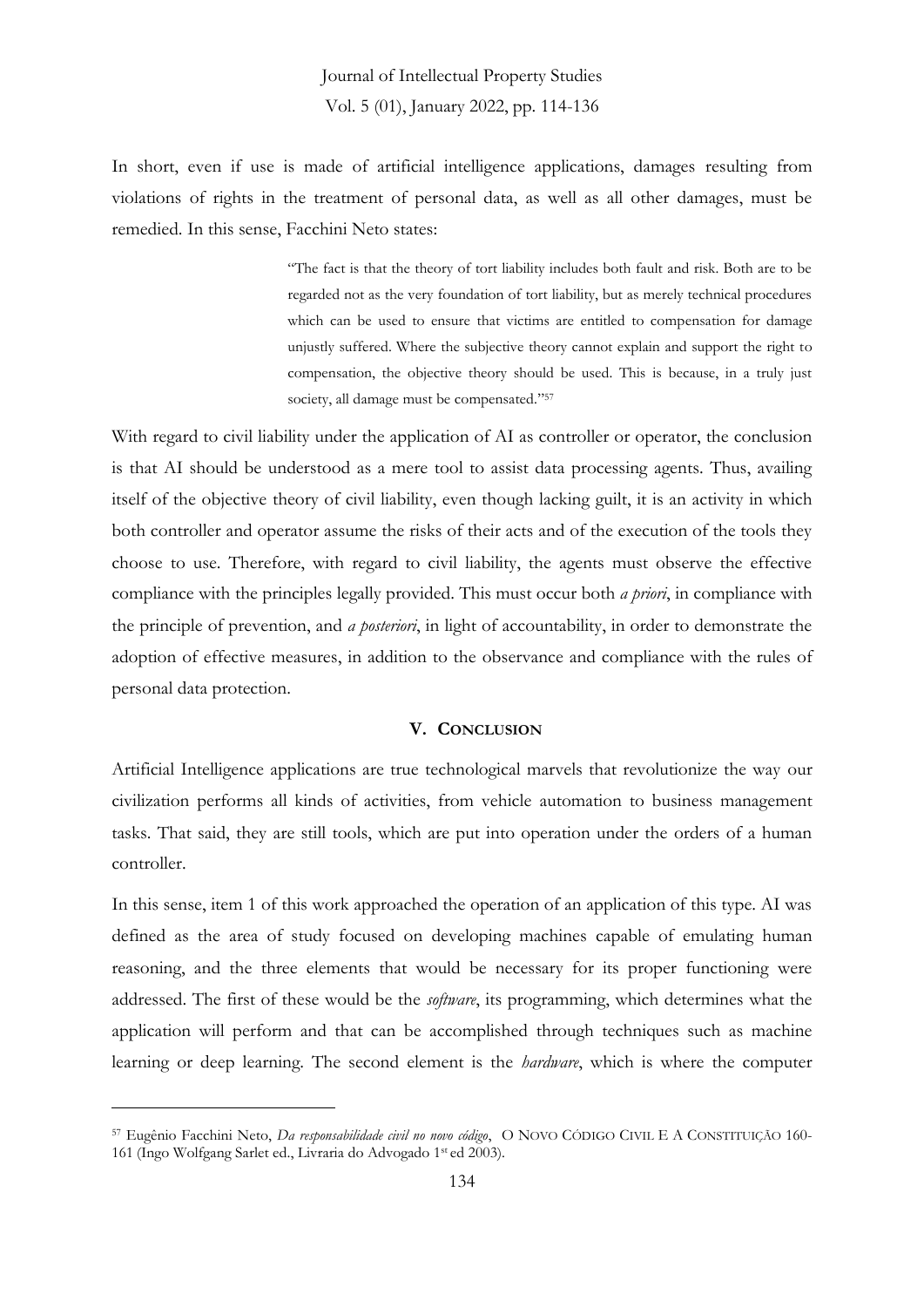In short, even if use is made of artificial intelligence applications, damages resulting from violations of rights in the treatment of personal data, as well as all other damages, must be remedied. In this sense, Facchini Neto states:

> "The fact is that the theory of tort liability includes both fault and risk. Both are to be regarded not as the very foundation of tort liability, but as merely technical procedures which can be used to ensure that victims are entitled to compensation for damage unjustly suffered. Where the subjective theory cannot explain and support the right to compensation, the objective theory should be used. This is because, in a truly just society, all damage must be compensated."[57]

With regard to civil liability under the application of AI as controller or operator, the conclusion is that AI should be understood as a mere tool to assist data processing agents. Thus, availing itself of the objective theory of civil liability, even though lacking guilt, it is an activity in which both controller and operator assume the risks of their acts and of the execution of the tools they choose to use. Therefore, with regard to civil liability, the agents must observe the effective compliance with the principles legally provided. This must occur both *a priori*, in compliance with the principle of prevention, and *a posteriori*, in light of accountability, in order to demonstrate the adoption of effective measures, in addition to the observance and compliance with the rules of personal data protection.

## V. Conclusion

Artificial Intelligence applications are true technological marvels that revolutionize the way our civilization performs all kinds of activities, from vehicle automation to business management tasks. That said, they are still tools, which are put into operation under the orders of a human controller.

In this sense, item 1 of this work approached the operation of an application of this type. AI was defined as the area of study focused on developing machines capable of emulating human reasoning, and the three elements that would be necessary for its proper functioning were addressed. The first of these would be the *software*, its programming, which determines what the application will perform and that can be accomplished through techniques such as machine learning or deep learning. The second element is the *hardware*, which is where the computer

---

[57] Eugênio Facchini Neto, *Da responsabilidade civil no novo código*, O NOVO CÓDIGO CIVIL E A CONSTITUIÇÃO 160-161 (Ingo Wolfgang Sarlet ed., Livraria do Advogado 1st ed 2003).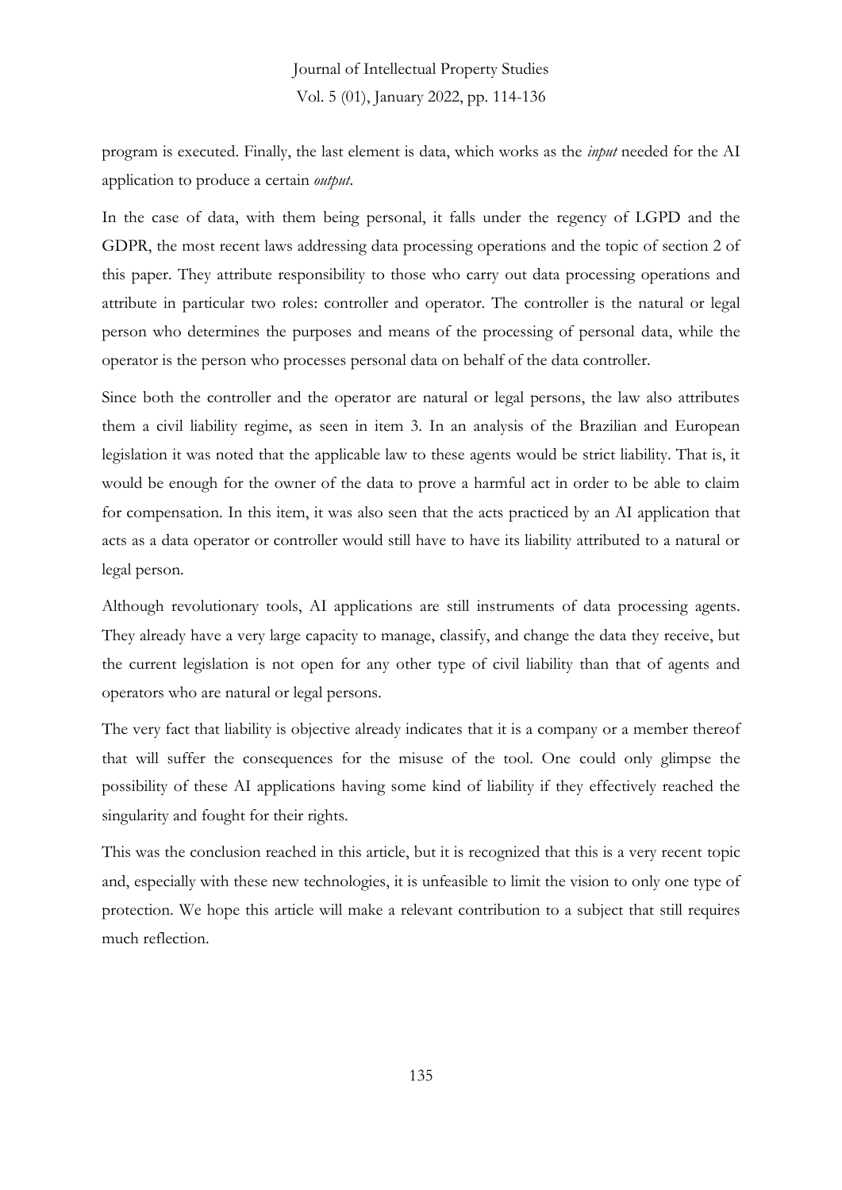program is executed. Finally, the last element is data, which works as the *input* needed for the AI application to produce a certain *output*.

In the case of data, with them being personal, it falls under the regency of LGPD and the GDPR, the most recent laws addressing data processing operations and the topic of section 2 of this paper. They attribute responsibility to those who carry out data processing operations and attribute in particular two roles: controller and operator. The controller is the natural or legal person who determines the purposes and means of the processing of personal data, while the operator is the person who processes personal data on behalf of the data controller.

Since both the controller and the operator are natural or legal persons, the law also attributes them a civil liability regime, as seen in item 3. In an analysis of the Brazilian and European legislation it was noted that the applicable law to these agents would be strict liability. That is, it would be enough for the owner of the data to prove a harmful act in order to be able to claim for compensation. In this item, it was also seen that the acts practiced by an AI application that acts as a data operator or controller would still have to have its liability attributed to a natural or legal person.

Although revolutionary tools, AI applications are still instruments of data processing agents. They already have a very large capacity to manage, classify, and change the data they receive, but the current legislation is not open for any other type of civil liability than that of agents and operators who are natural or legal persons.

The very fact that liability is objective already indicates that it is a company or a member thereof that will suffer the consequences for the misuse of the tool. One could only glimpse the possibility of these AI applications having some kind of liability if they effectively reached the singularity and fought for their rights.

This was the conclusion reached in this article, but it is recognized that this is a very recent topic and, especially with these new technologies, it is unfeasible to limit the vision to only one type of protection. We hope this article will make a relevant contribution to a subject that still requires much reflection.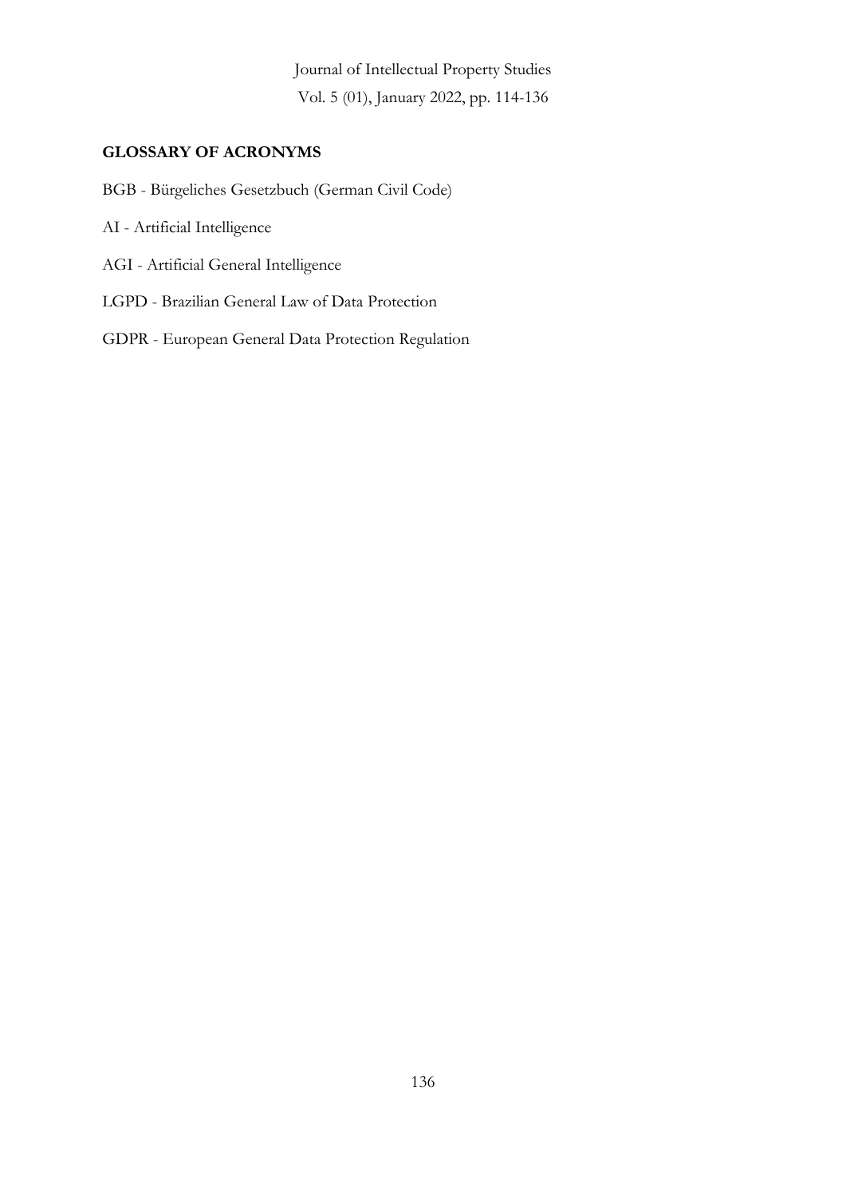**GLOSSARY OF ACRONYMS**

BGB - Bürgeliches Gesetzbuch (German Civil Code)

AI - Artificial Intelligence

AGI - Artificial General Intelligence

LGPD - Brazilian General Law of Data Protection

GDPR - European General Data Protection Regulation